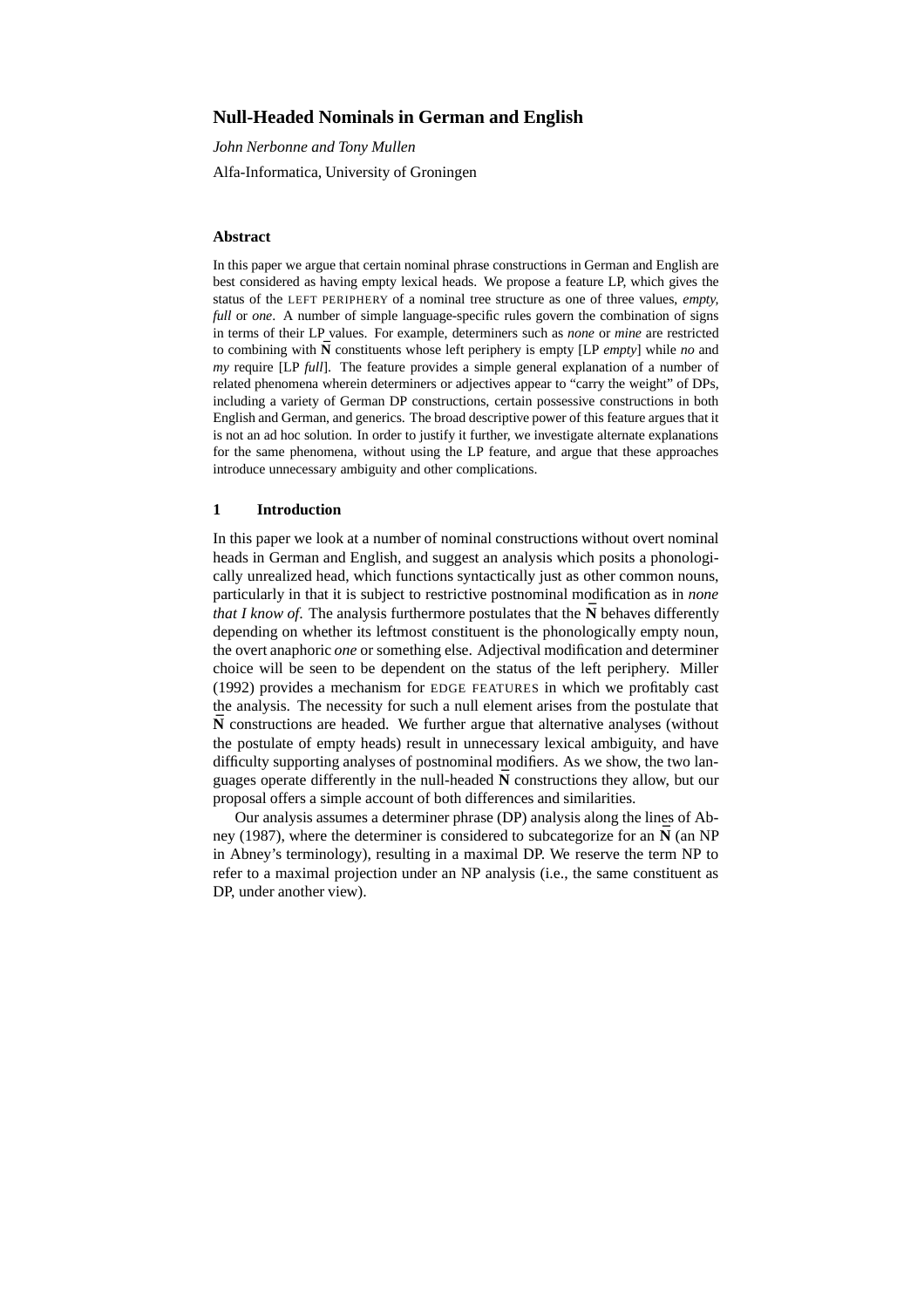# Null-Headed Nominals in German and English

*John Nerbonne and Tony Mullen*

Alfa-Informatica, University of Groningen

### Abstract

In this paper we argue that certain nominal phrase constructions in German and English are best considered as having empty lexical heads. We propose a feature LP, which gives the status of the LEFT PERIPHERY of a nominal tree structure as one of three values, *empty*, *full* or *one*. A number of simple language-specific rules govern the combination of signs in terms of their LP values. For example, determiners such as *none* or *mine* are restricted to combining with $\bar{\text{N}}$ constituents whose left periphery is empty [LP *empty*] while *no* and *my* require [LP *full*]. The feature provides a simple general explanation of a number of related phenomena wherein determiners or adjectives appear to "carry the weight" of DPs, including a variety of German DP constructions, certain possessive constructions in both English and German, and generics. The broad descriptive power of this feature argues that it is not an ad hoc solution. In order to justify it further, we investigate alternate explanations for the same phenomena, without using the LP feature, and argue that these approaches introduce unnecessary ambiguity and other complications.

## 1 Introduction

In this paper we look at a number of nominal constructions without overt nominal heads in German and English, and suggest an analysis which posits a phonologically unrealized head, which functions syntactically just as other common nouns, particularly in that it is subject to restrictive postnominal modification as in *none that I know of*. The analysis furthermore postulates that the $\bar{\text{N}}$ behaves differently depending on whether its leftmost constituent is the phonologically empty noun, the overt anaphoric *one* or something else. Adjectival modification and determiner choice will be seen to be dependent on the status of the left periphery. Miller (1992) provides a mechanism for EDGE FEATURES in which we profitably cast the analysis. The necessity for such a null element arises from the postulate that $\bar{\text{N}}$ constructions are headed. We further argue that alternative analyses (without the postulate of empty heads) result in unnecessary lexical ambiguity, and have difficulty supporting analyses of postnominal modifiers. As we show, the two languages operate differently in the null-headed $\bar{\text{N}}$ constructions they allow, but our proposal offers a simple account of both differences and similarities.

Our analysis assumes a determiner phrase (DP) analysis along the lines of Abney (1987), where the determiner is considered to subcategorize for an $\bar{\text{N}}$ (an NP in Abney's terminology), resulting in a maximal DP. We reserve the term NP to refer to a maximal projection under an NP analysis (i.e., the same constituent as DP, under another view).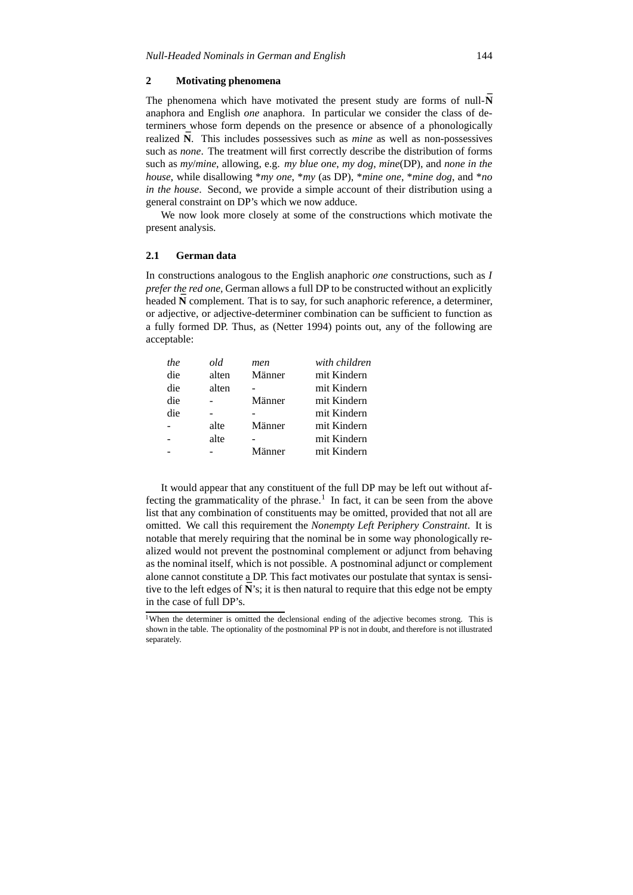## 2 Motivating phenomena

The phenomena which have motivated the present study are forms of null-$\bar{\mathrm{N}}$ anaphora and English *one* anaphora. In particular we consider the class of determiners whose form depends on the presence or absence of a phonologically realized $\bar{\mathrm{N}}$. This includes possessives such as *mine* as well as non-possessives such as *none*. The treatment will first correctly describe the distribution of forms such as *my*/*mine*, allowing, e.g. *my blue one*, *my dog*, *mine*(DP), and *none in the house*, while disallowing \**my one*, \**my* (as DP), \**mine one*, \**mine dog*, and \**no in the house*. Second, we provide a simple account of their distribution using a general constraint on DP's which we now adduce.

We now look more closely at some of the constructions which motivate the present analysis.

### 2.1 German data

In constructions analogous to the English anaphoric *one* constructions, such as *I prefer the red one,* German allows a full DP to be constructed without an explicitly headed $\bar{\mathrm{N}}$ complement. That is to say, for such anaphoric reference, a determiner, or adjective, or adjective-determiner combination can be sufficient to function as a fully formed DP. Thus, as (Netter 1994) points out, any of the following are acceptable:

| *the* | *old* | *men* | *with children* |
|---|---|---|---|
| die | alten | Männer | mit Kindern |
| die | alten | - | mit Kindern |
| die | - | Männer | mit Kindern |
| die | - | - | mit Kindern |
| - | alte | Männer | mit Kindern |
| - | alte | - | mit Kindern |
| - | - | Männer | mit Kindern |

It would appear that any constituent of the full DP may be left out without affecting the grammaticality of the phrase.[1] In fact, it can be seen from the above list that any combination of constituents may be omitted, provided that not all are omitted. We call this requirement the *Nonempty Left Periphery Constraint*. It is notable that merely requiring that the nominal be in some way phonologically realized would not prevent the postnominal complement or adjunct from behaving as the nominal itself, which is not possible. A postnominal adjunct or complement alone cannot constitute a DP. This fact motivates our postulate that syntax is sensitive to the left edges of $\bar{\mathrm{N}}$'s; it is then natural to require that this edge not be empty in the case of full DP's.

[1] When the determiner is omitted the declensional ending of the adjective becomes strong. This is shown in the table. The optionality of the postnominal PP is not in doubt, and therefore is not illustrated separately.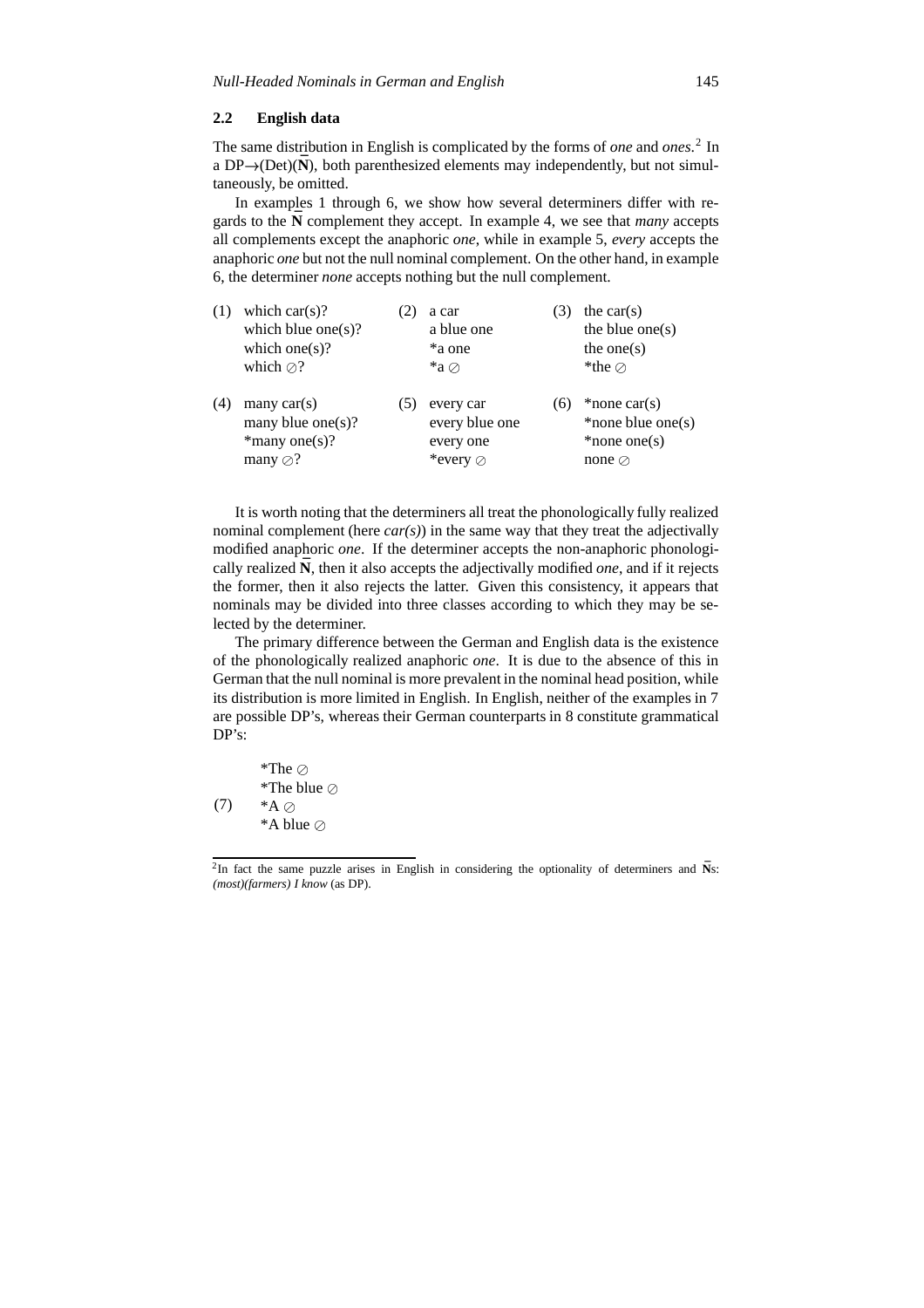### 2.2 English data

The same distribution in English is complicated by the forms of *one* and *ones*.[2] In a DP→(Det)($\bar{N}$), both parenthesized elements may independently, but not simultaneously, be omitted.

In examples 1 through 6, we show how several determiners differ with regards to the $\bar{N}$ complement they accept. In example 4, we see that *many* accepts all complements except the anaphoric *one*, while in example 5, *every* accepts the anaphoric *one* but not the null nominal complement. On the other hand, in example 6, the determiner *none* accepts nothing but the null complement.

| | | | | | |
|---|---|---|---|---|---|
| (1) | which car(s)? | (2) | a car | (3) | the car(s) |
| | which blue one(s)? | | a blue one | | the blue one(s) |
| | which one(s)? | | *a one | | the one(s) |
| | which ⊘? | | *a ⊘ | | *the ⊘ |
| (4) | many car(s) | (5) | every car | (6) | *none car(s) |
| | many blue one(s)? | | every blue one | | *none blue one(s) |
| | *many one(s)? | | every one | | *none one(s) |
| | many ⊘? | | *every ⊘ | | none ⊘ |

It is worth noting that the determiners all treat the phonologically fully realized nominal complement (here *car(s)*) in the same way that they treat the adjectivally modified anaphoric *one*. If the determiner accepts the non-anaphoric phonologically realized $\bar{N}$, then it also accepts the adjectivally modified *one*, and if it rejects the former, then it also rejects the latter. Given this consistency, it appears that nominals may be divided into three classes according to which they may be selected by the determiner.

The primary difference between the German and English data is the existence of the phonologically realized anaphoric *one*. It is due to the absence of this in German that the null nominal is more prevalent in the nominal head position, while its distribution is more limited in English. In English, neither of the examples in 7 are possible DP's, whereas their German counterparts in 8 constitute grammatical DP's:

(7)
*The ⊘
*The blue ⊘
*A ⊘
*A blue ⊘

[2] In fact the same puzzle arises in English in considering the optionality of determiners and $\bar{N}$s: *(most)(farmers) I know* (as DP).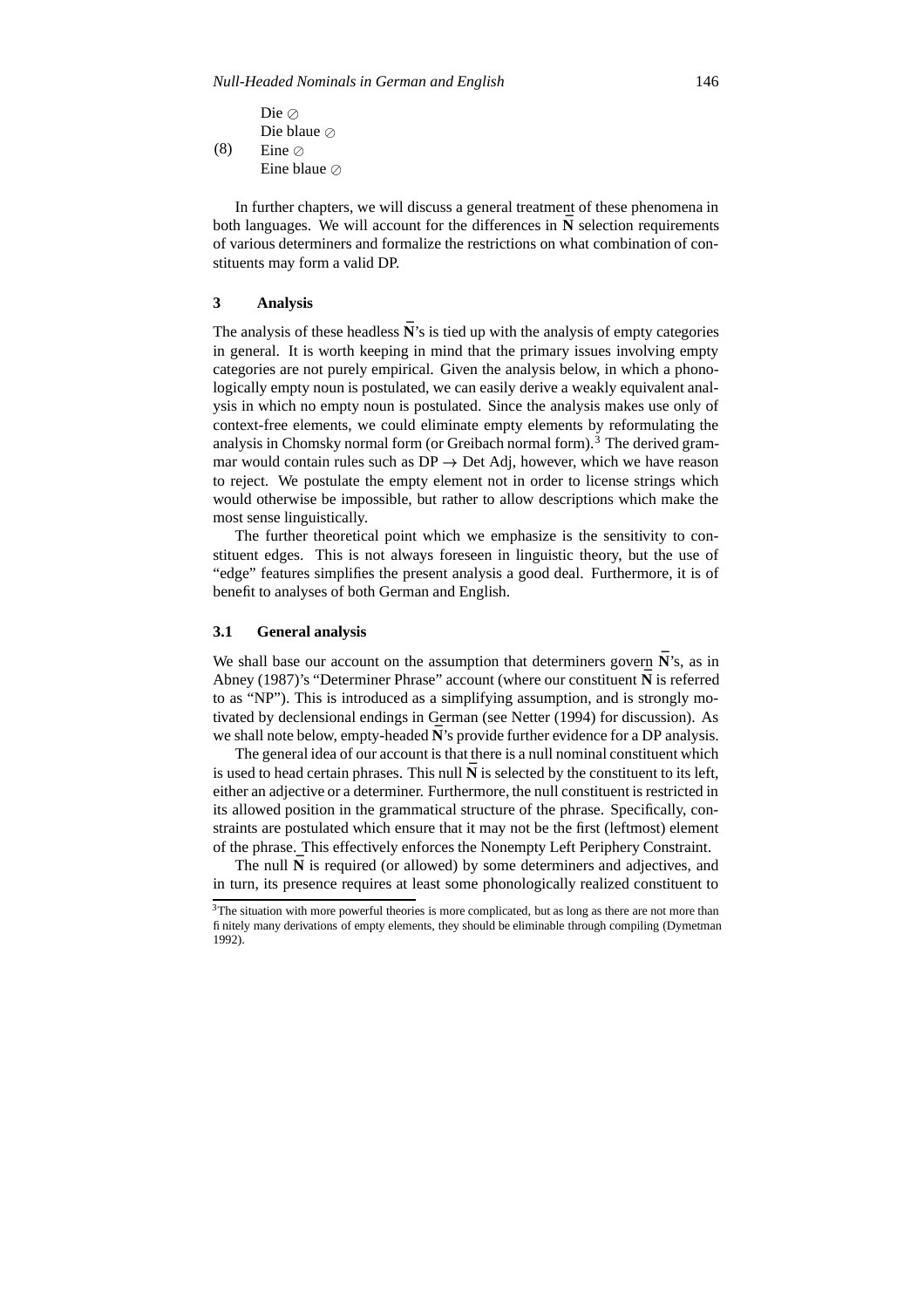(8)
Die ⊘
Die blaue ⊘
Eine ⊘
Eine blaue ⊘

In further chapters, we will discuss a general treatment of these phenomena in both languages. We will account for the differences in $\bar{\mathbf{N}}$ selection requirements of various determiners and formalize the restrictions on what combination of constituents may form a valid DP.

## 3 Analysis

The analysis of these headless $\bar{\mathbf{N}}$'s is tied up with the analysis of empty categories in general. It is worth keeping in mind that the primary issues involving empty categories are not purely empirical. Given the analysis below, in which a phonologically empty noun is postulated, we can easily derive a weakly equivalent analysis in which no empty noun is postulated. Since the analysis makes use only of context-free elements, we could eliminate empty elements by reformulating the analysis in Chomsky normal form (or Greibach normal form).[3] The derived grammar would contain rules such as DP $\rightarrow$ Det Adj, however, which we have reason to reject. We postulate the empty element not in order to license strings which would otherwise be impossible, but rather to allow descriptions which make the most sense linguistically.

The further theoretical point which we emphasize is the sensitivity to constituent edges. This is not always foreseen in linguistic theory, but the use of "edge" features simplifies the present analysis a good deal. Furthermore, it is of benefit to analyses of both German and English.

### 3.1 General analysis

We shall base our account on the assumption that determiners govern $\bar{\mathbf{N}}$'s, as in Abney (1987)'s "Determiner Phrase" account (where our constituent $\bar{\mathbf{N}}$ is referred to as "NP"). This is introduced as a simplifying assumption, and is strongly motivated by declensional endings in German (see Netter (1994) for discussion). As we shall note below, empty-headed $\bar{\mathbf{N}}$'s provide further evidence for a DP analysis.

The general idea of our account is that there is a null nominal constituent which is used to head certain phrases. This null $\bar{\mathbf{N}}$ is selected by the constituent to its left, either an adjective or a determiner. Furthermore, the null constituent is restricted in its allowed position in the grammatical structure of the phrase. Specifically, constraints are postulated which ensure that it may not be the first (leftmost) element of the phrase. This effectively enforces the Nonempty Left Periphery Constraint.

The null $\bar{\mathbf{N}}$ is required (or allowed) by some determiners and adjectives, and in turn, its presence requires at least some phonologically realized constituent to

[3] The situation with more powerful theories is more complicated, but as long as there are not more than finitely many derivations of empty elements, they should be eliminable through compiling (Dymetman 1992).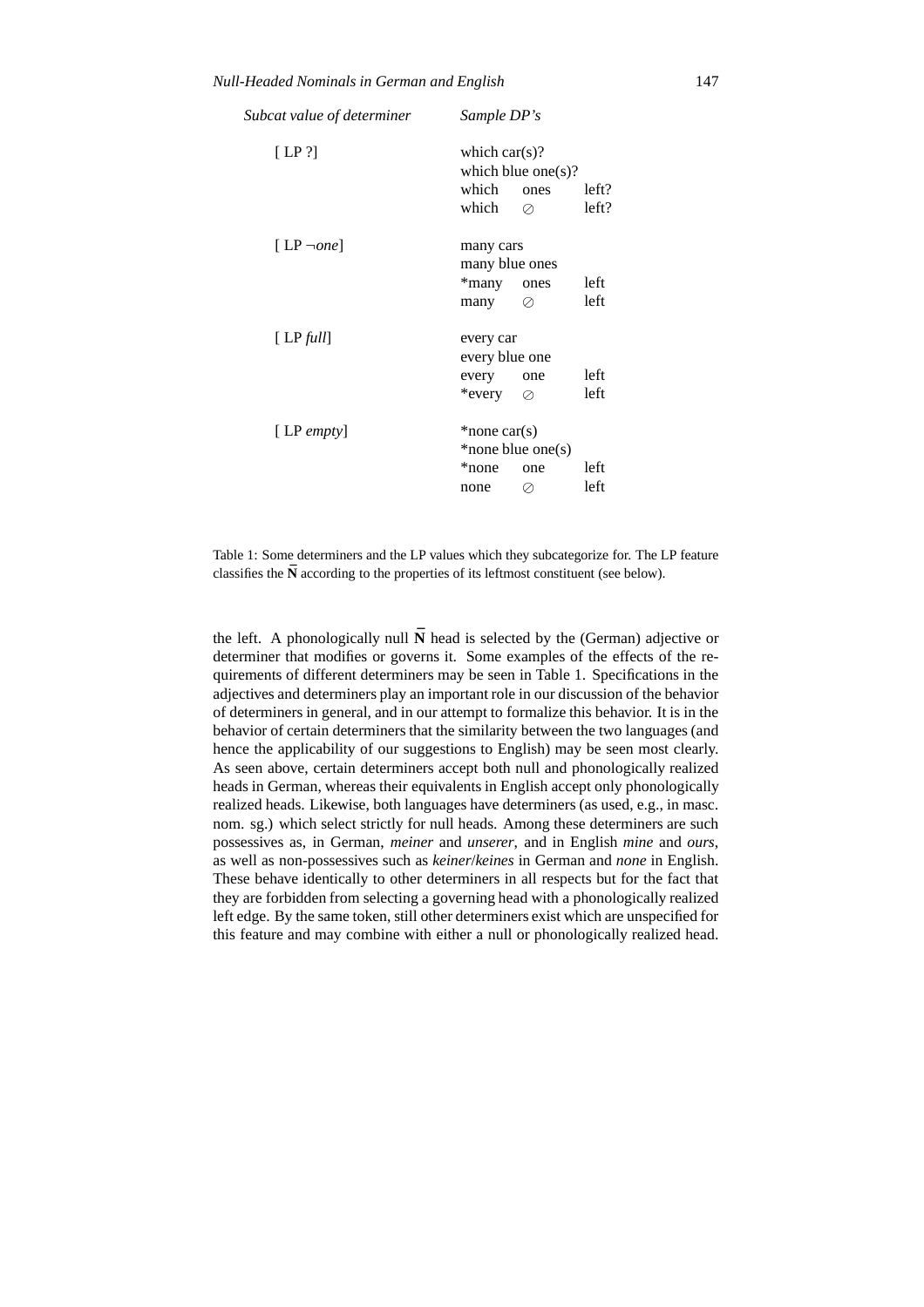| Subcat value of determiner | Sample DP's | | |
|---|---|---|---|
| [ LP ?] | which car(s)? | | |
| | which blue one(s)? | | |
| | which | ones | left? |
| | which | ∅ | left? |
| [ LP ¬*one*] | many cars | | |
| | many blue ones | | |
| | *many | ones | left |
| | many | ∅ | left |
| [ LP *full*] | every car | | |
| | every blue one | | |
| | every | one | left |
| | *every | ∅ | left |
| [ LP *empty*] | *none car(s) | | |
| | *none blue one(s) | | |
| | *none | one | left |
| | none | ∅ | left |

Table 1: Some determiners and the LP values which they subcategorize for. The LP feature classifies the $\bar{\mathbf{N}}$ according to the properties of its leftmost constituent (see below).

the left. A phonologically null $\bar{\mathbf{N}}$ head is selected by the (German) adjective or determiner that modifies or governs it. Some examples of the effects of the requirements of different determiners may be seen in Table 1. Specifications in the adjectives and determiners play an important role in our discussion of the behavior of determiners in general, and in our attempt to formalize this behavior. It is in the behavior of certain determiners that the similarity between the two languages (and hence the applicability of our suggestions to English) may be seen most clearly. As seen above, certain determiners accept both null and phonologically realized heads in German, whereas their equivalents in English accept only phonologically realized heads. Likewise, both languages have determiners (as used, e.g., in masc. nom. sg.) which select strictly for null heads. Among these determiners are such possessives as, in German, *meiner* and *unserer*, and in English *mine* and *ours*, as well as non-possessives such as *keiner*/*keines* in German and *none* in English. These behave identically to other determiners in all respects but for the fact that they are forbidden from selecting a governing head with a phonologically realized left edge. By the same token, still other determiners exist which are unspecified for this feature and may combine with either a null or phonologically realized head.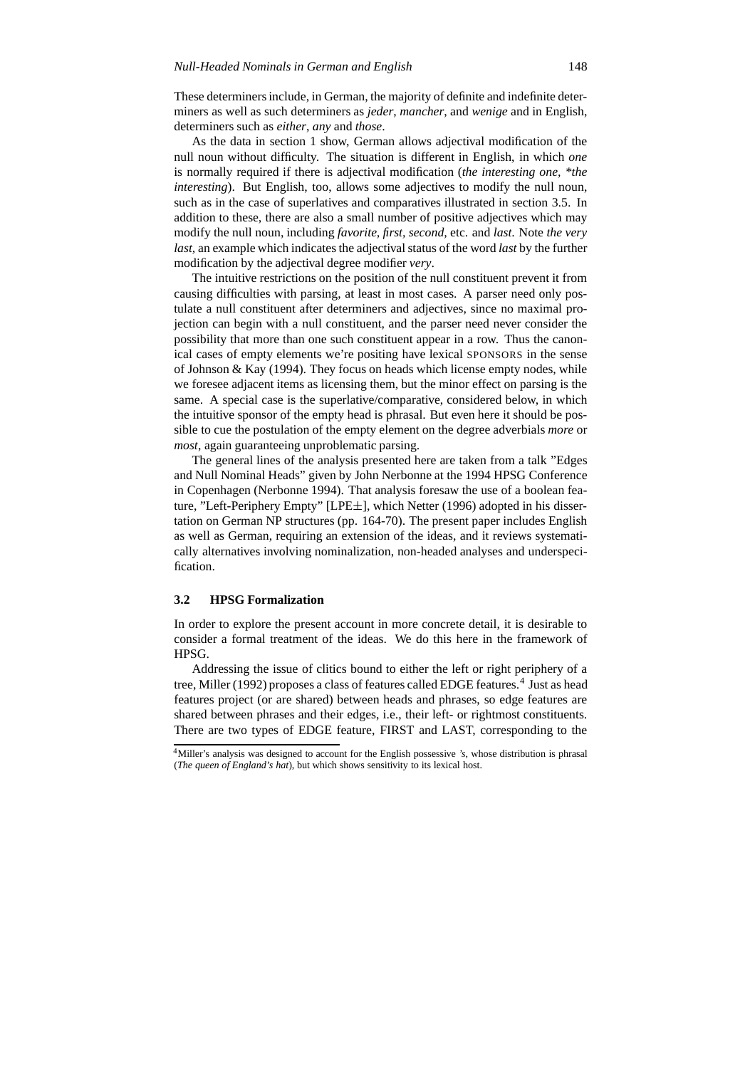These determiners include, in German, the majority of definite and indefinite determiners as well as such determiners as *jeder*, *mancher*, and *wenige* and in English, determiners such as *either*, *any* and *those*.

As the data in section 1 show, German allows adjectival modification of the null noun without difficulty. The situation is different in English, in which *one* is normally required if there is adjectival modification (*the interesting one*, *\*the interesting*). But English, too, allows some adjectives to modify the null noun, such as in the case of superlatives and comparatives illustrated in section 3.5. In addition to these, there are also a small number of positive adjectives which may modify the null noun, including *favorite, first, second,* etc. and *last.* Note *the very last*, an example which indicates the adjectival status of the word *last* by the further modification by the adjectival degree modifier *very*.

The intuitive restrictions on the position of the null constituent prevent it from causing difficulties with parsing, at least in most cases. A parser need only postulate a null constituent after determiners and adjectives, since no maximal projection can begin with a null constituent, and the parser need never consider the possibility that more than one such constituent appear in a row. Thus the canonical cases of empty elements we're positing have lexical SPONSORS in the sense of Johnson & Kay (1994). They focus on heads which license empty nodes, while we foresee adjacent items as licensing them, but the minor effect on parsing is the same. A special case is the superlative/comparative, considered below, in which the intuitive sponsor of the empty head is phrasal. But even here it should be possible to cue the postulation of the empty element on the degree adverbials *more* or *most*, again guaranteeing unproblematic parsing.

The general lines of the analysis presented here are taken from a talk "Edges and Null Nominal Heads" given by John Nerbonne at the 1994 HPSG Conference in Copenhagen (Nerbonne 1994). That analysis foresaw the use of a boolean feature, "Left-Periphery Empty" [LPE±], which Netter (1996) adopted in his dissertation on German NP structures (pp. 164-70). The present paper includes English as well as German, requiring an extension of the ideas, and it reviews systematically alternatives involving nominalization, non-headed analyses and underspecification.

### 3.2 HPSG Formalization

In order to explore the present account in more concrete detail, it is desirable to consider a formal treatment of the ideas. We do this here in the framework of HPSG.

Addressing the issue of clitics bound to either the left or right periphery of a tree, Miller (1992) proposes a class of features called EDGE features.[4] Just as head features project (or are shared) between heads and phrases, so edge features are shared between phrases and their edges, i.e., their left- or rightmost constituents. There are two types of EDGE feature, FIRST and LAST, corresponding to the

[4] Miller's analysis was designed to account for the English possessive *'s*, whose distribution is phrasal (*The queen of England's hat*), but which shows sensitivity to its lexical host.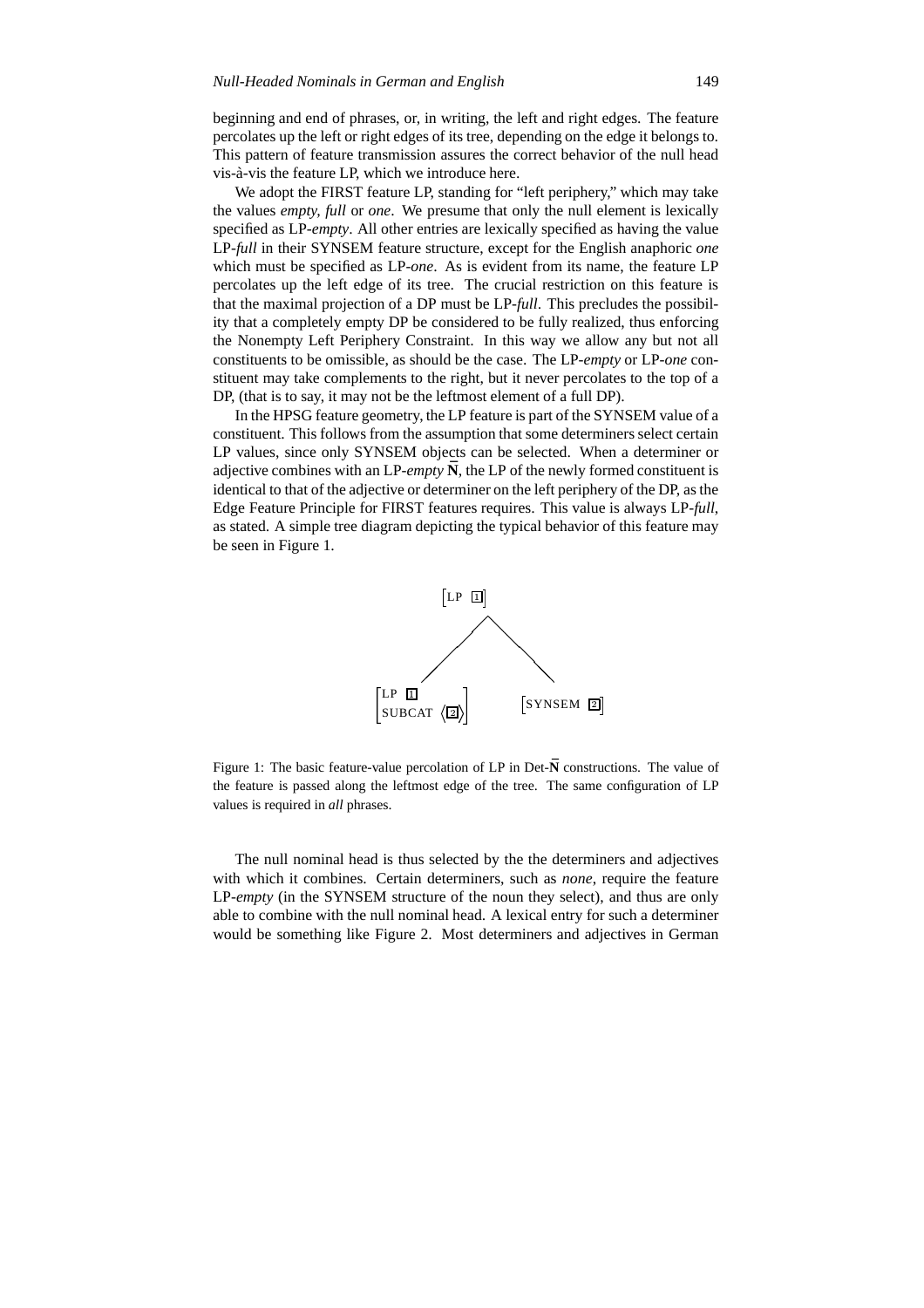beginning and end of phrases, or, in writing, the left and right edges. The feature percolates up the left or right edges of its tree, depending on the edge it belongs to. This pattern of feature transmission assures the correct behavior of the null head vis-à-vis the feature LP, which we introduce here.

We adopt the FIRST feature LP, standing for "left periphery," which may take the values *empty, full* or *one*. We presume that only the null element is lexically specified as LP-*empty*. All other entries are lexically specified as having the value LP-*full* in their SYNSEM feature structure, except for the English anaphoric *one* which must be specified as LP-*one*. As is evident from its name, the feature LP percolates up the left edge of its tree. The crucial restriction on this feature is that the maximal projection of a DP must be LP-*full*. This precludes the possibility that a completely empty DP be considered to be fully realized, thus enforcing the Nonempty Left Periphery Constraint. In this way we allow any but not all constituents to be omissible, as should be the case. The LP-*empty* or LP-*one* constituent may take complements to the right, but it never percolates to the top of a DP, (that is to say, it may not be the leftmost element of a full DP).

In the HPSG feature geometry, the LP feature is part of the SYNSEM value of a constituent. This follows from the assumption that some determiners select certain LP values, since only SYNSEM objects can be selected. When a determiner or adjective combines with an LP-*empty* $\bar{\mathbf{N}}$, the LP of the newly formed constituent is identical to that of the adjective or determiner on the left periphery of the DP, as the Edge Feature Principle for FIRST features requires. This value is always LP-*full*, as stated. A simple tree diagram depicting the typical behavior of this feature may be seen in Figure 1.

$$
\begin{array}{ccc}
 & [\text{LP } \boxed{1}] & \\
 \swarrow & & \searrow \\
\begin{bmatrix}\text{LP } \boxed{1} \\ \text{SUBCAT } \langle \boxed{2} \rangle\end{bmatrix} & & [\text{SYNSEM } \boxed{2}]
\end{array}
$$

Figure 1: The basic feature-value percolation of LP in Det-$\bar{\mathbf{N}}$ constructions. The value of the feature is passed along the leftmost edge of the tree. The same configuration of LP values is required in *all* phrases.

The null nominal head is thus selected by the the determiners and adjectives with which it combines. Certain determiners, such as *none*, require the feature LP-*empty* (in the SYNSEM structure of the noun they select), and thus are only able to combine with the null nominal head. A lexical entry for such a determiner would be something like Figure 2. Most determiners and adjectives in German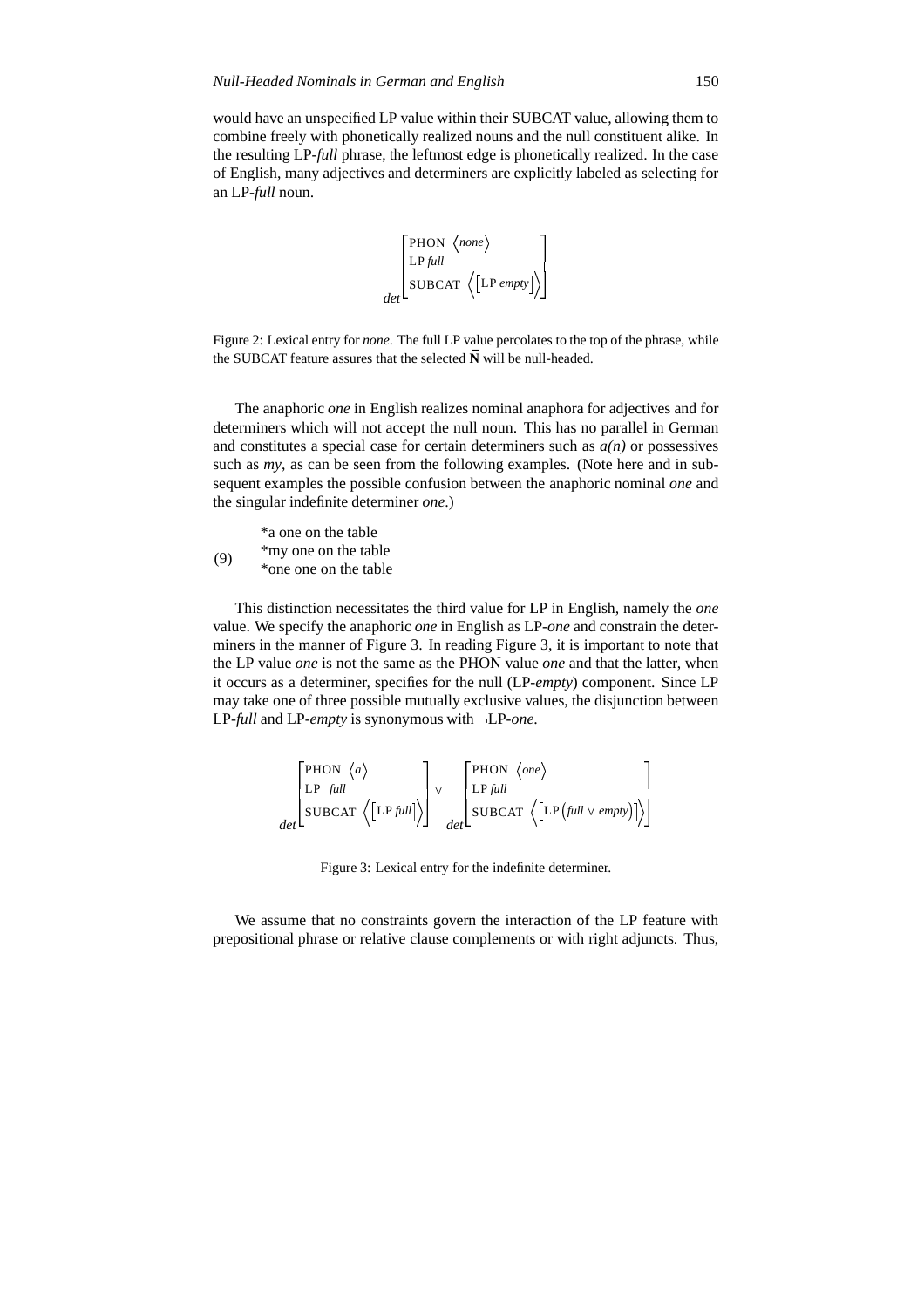would have an unspecified LP value within their SUBCAT value, allowing them to combine freely with phonetically realized nouns and the null constituent alike. In the resulting LP-*full* phrase, the leftmost edge is phonetically realized. In the case of English, many adjectives and determiners are explicitly labeled as selecting for an LP-*full* noun.

$$
{}_{det}\begin{bmatrix} \text{PHON } \langle \textit{none} \rangle \\ \text{LP } \textit{full} \\ \text{SUBCAT } \left\langle \left[ \text{LP } \textit{empty} \right] \right\rangle \end{bmatrix}
$$

Figure 2: Lexical entry for *none*. The full LP value percolates to the top of the phrase, while the SUBCAT feature assures that the selected $\bar{\mathbf{N}}$ will be null-headed.

The anaphoric *one* in English realizes nominal anaphora for adjectives and for determiners which will not accept the null noun. This has no parallel in German and constitutes a special case for certain determiners such as *a(n)* or possessives such as *my*, as can be seen from the following examples. (Note here and in subsequent examples the possible confusion between the anaphoric nominal *one* and the singular indefinite determiner *one*.)

(9)
*a one on the table
*my one on the table
*one one on the table

This distinction necessitates the third value for LP in English, namely the *one* value. We specify the anaphoric *one* in English as LP-*one* and constrain the determiners in the manner of Figure 3. In reading Figure 3, it is important to note that the LP value *one* is not the same as the PHON value *one* and that the latter, when it occurs as a determiner, specifies for the null (LP-*empty*) component. Since LP may take one of three possible mutually exclusive values, the disjunction between LP-*full* and LP-*empty* is synonymous with ¬LP-*one*.

$$
{}_{det}\begin{bmatrix} \text{PHON } \langle \textit{a} \rangle \\ \text{LP } \textit{full} \\ \text{SUBCAT } \left\langle \left[ \text{LP } \textit{full} \right] \right\rangle \end{bmatrix} \vee {}_{det}\begin{bmatrix} \text{PHON } \langle \textit{one} \rangle \\ \text{LP } \textit{full} \\ \text{SUBCAT } \left\langle \left[ \text{LP} \left( \textit{full} \vee \textit{empty} \right) \right] \right\rangle \end{bmatrix}
$$

Figure 3: Lexical entry for the indefinite determiner.

We assume that no constraints govern the interaction of the LP feature with prepositional phrase or relative clause complements or with right adjuncts. Thus,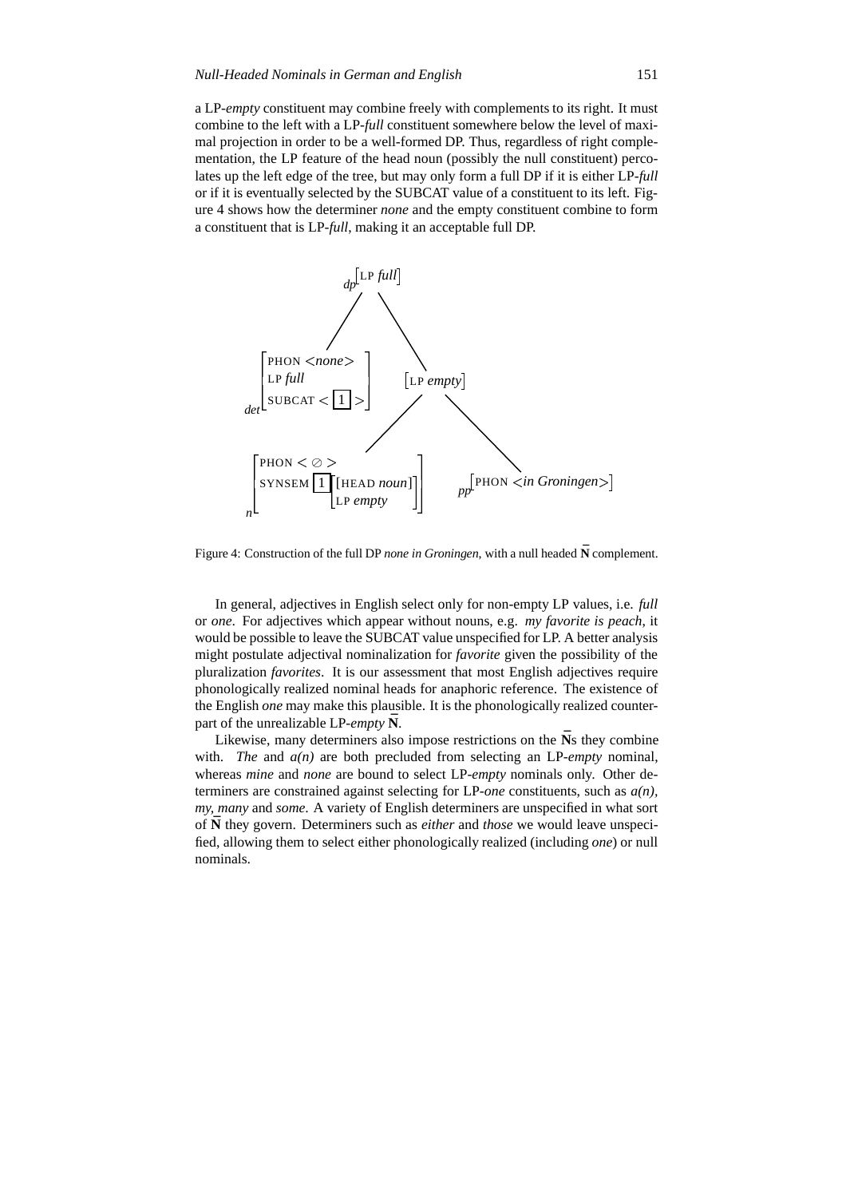a LP-*empty* constituent may combine freely with complements to its right. It must combine to the left with a LP-*full* constituent somewhere below the level of maximal projection in order to be a well-formed DP. Thus, regardless of right complementation, the LP feature of the head noun (possibly the null constituent) percolates up the left edge of the tree, but may only form a full DP if it is either LP-*full* or if it is eventually selected by the SUBCAT value of a constituent to its left. Figure 4 shows how the determiner *none* and the empty constituent combine to form a constituent that is LP-*full*, making it an acceptable full DP.

```
                    dp[LP full]
                   /          \
det[PHON <none>          [LP empty]
    LP full               /        \
    SUBCAT < [1] >]      /          \
                        /            \
n[PHON < ∅ >                    pp[PHON <in Groningen>]
  SYNSEM [1] [[HEAD noun]
              LP empty]]
```

Figure 4: Construction of the full DP *none in Groningen*, with a null headed $\bar{\mathbf{N}}$ complement.

In general, adjectives in English select only for non-empty LP values, i.e. *full* or *one*. For adjectives which appear without nouns, e.g. *my favorite is peach*, it would be possible to leave the SUBCAT value unspecified for LP. A better analysis might postulate adjectival nominalization for *favorite* given the possibility of the pluralization *favorites*. It is our assessment that most English adjectives require phonologically realized nominal heads for anaphoric reference. The existence of the English *one* may make this plausible. It is the phonologically realized counterpart of the unrealizable LP-*empty* $\bar{\mathbf{N}}$.

Likewise, many determiners also impose restrictions on the $\bar{\mathbf{N}}$s they combine with. *The* and *a(n)* are both precluded from selecting an LP-*empty* nominal, whereas *mine* and *none* are bound to select LP-*empty* nominals only. Other determiners are constrained against selecting for LP-*one* constituents, such as *a(n)*, *my*, *many* and *some*. A variety of English determiners are unspecified in what sort of $\bar{\mathbf{N}}$ they govern. Determiners such as *either* and *those* we would leave unspecified, allowing them to select either phonologically realized (including *one*) or null nominals.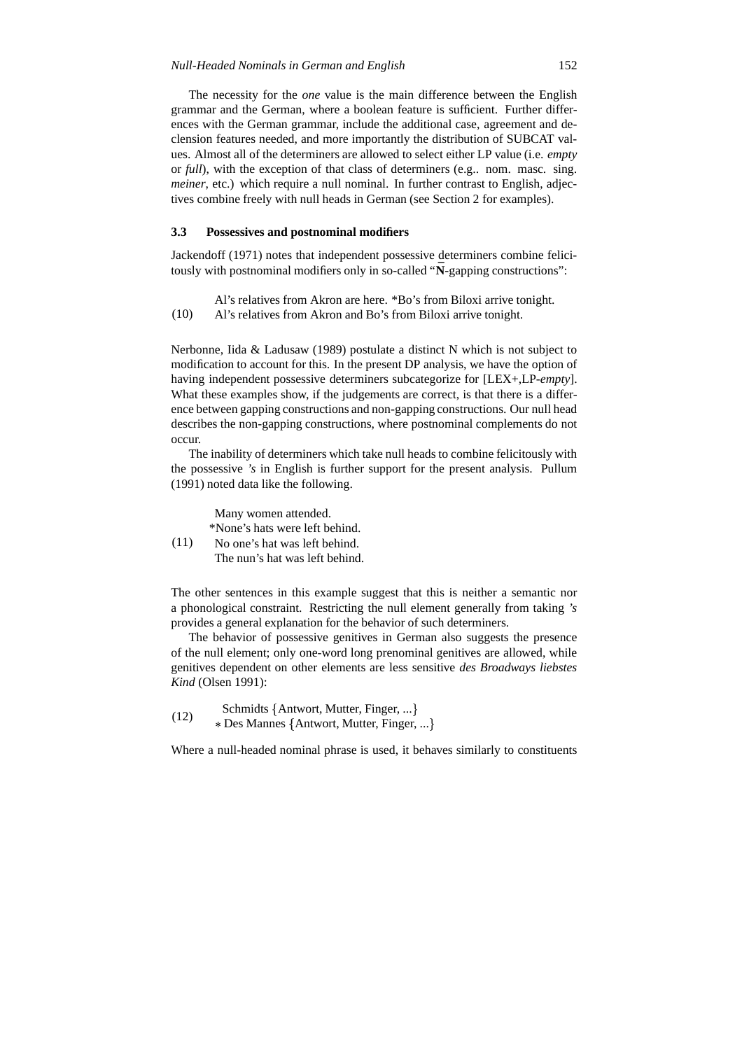The necessity for the *one* value is the main difference between the English grammar and the German, where a boolean feature is sufficient. Further differences with the German grammar, include the additional case, agreement and declension features needed, and more importantly the distribution of SUBCAT values. Almost all of the determiners are allowed to select either LP value (i.e. *empty* or *full*), with the exception of that class of determiners (e.g.. nom. masc. sing. *meiner*, etc.) which require a null nominal. In further contrast to English, adjectives combine freely with null heads in German (see Section 2 for examples).

### 3.3 Possessives and postnominal modifiers

Jackendoff (1971) notes that independent possessive determiners combine felicitously with postnominal modifiers only in so-called "$\bar{\mathbf{N}}$-gapping constructions":

(10)
Al's relatives from Akron are here. *Bo's from Biloxi arrive tonight.
Al's relatives from Akron and Bo's from Biloxi arrive tonight.

Nerbonne, Iida & Ladusaw (1989) postulate a distinct N which is not subject to modification to account for this. In the present DP analysis, we have the option of having independent possessive determiners subcategorize for [LEX+,LP-*empty*]. What these examples show, if the judgements are correct, is that there is a difference between gapping constructions and non-gapping constructions. Our null head describes the non-gapping constructions, where postnominal complements do not occur.

The inability of determiners which take null heads to combine felicitously with the possessive *'s* in English is further support for the present analysis. Pullum (1991) noted data like the following.

(11)
Many women attended.
*None's hats were left behind.
No one's hat was left behind.
The nun's hat was left behind.

The other sentences in this example suggest that this is neither a semantic nor a phonological constraint. Restricting the null element generally from taking *'s* provides a general explanation for the behavior of such determiners.

The behavior of possessive genitives in German also suggests the presence of the null element; only one-word long prenominal genitives are allowed, while genitives dependent on other elements are less sensitive *des Broadways liebstes Kind* (Olsen 1991):

(12)
Schmidts {Antwort, Mutter, Finger, ...}
* Des Mannes {Antwort, Mutter, Finger, ...}

Where a null-headed nominal phrase is used, it behaves similarly to constituents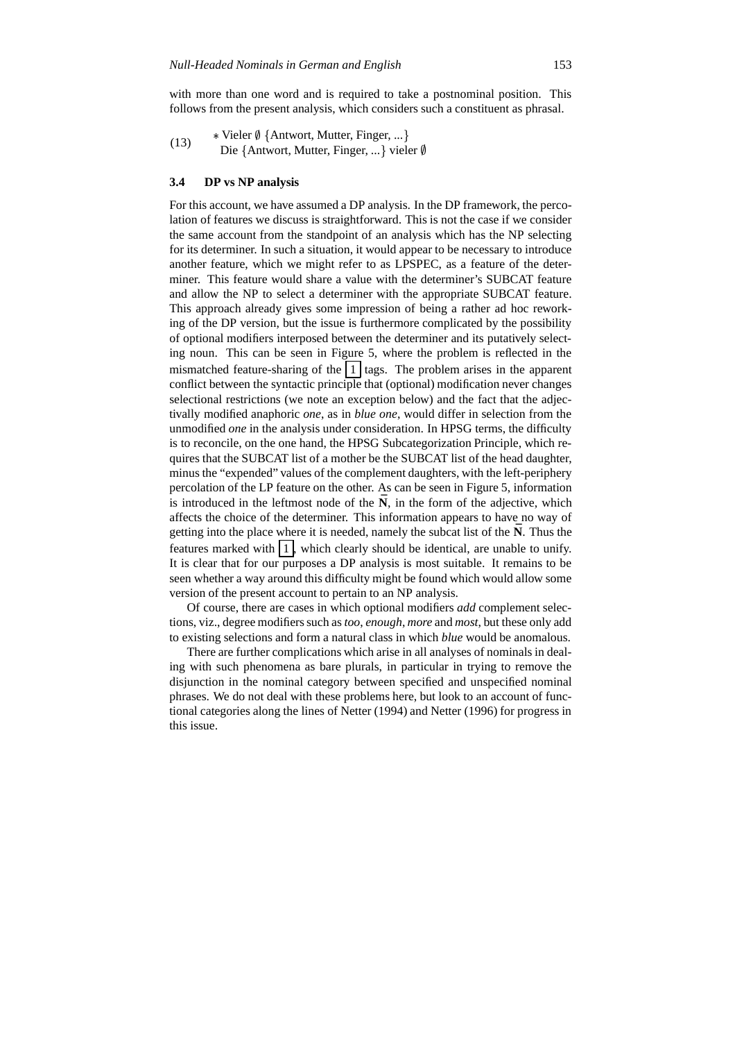with more than one word and is required to take a postnominal position. This follows from the present analysis, which considers such a constituent as phrasal.

(13) ∗ Vieler ∅ {Antwort, Mutter, Finger, ...}
Die {Antwort, Mutter, Finger, ...} vieler ∅

### 3.4 DP vs NP analysis

For this account, we have assumed a DP analysis. In the DP framework, the percolation of features we discuss is straightforward. This is not the case if we consider the same account from the standpoint of an analysis which has the NP selecting for its determiner. In such a situation, it would appear to be necessary to introduce another feature, which we might refer to as LPSPEC, as a feature of the determiner. This feature would share a value with the determiner's SUBCAT feature and allow the NP to select a determiner with the appropriate SUBCAT feature. This approach already gives some impression of being a rather ad hoc reworking of the DP version, but the issue is furthermore complicated by the possibility of optional modifiers interposed between the determiner and its putatively selecting noun. This can be seen in Figure 5, where the problem is reflected in the mismatched feature-sharing of the [1] tags. The problem arises in the apparent conflict between the syntactic principle that (optional) modification never changes selectional restrictions (we note an exception below) and the fact that the adjectivally modified anaphoric *one*, as in *blue one*, would differ in selection from the unmodified *one* in the analysis under consideration. In HPSG terms, the difficulty is to reconcile, on the one hand, the HPSG Subcategorization Principle, which requires that the SUBCAT list of a mother be the SUBCAT list of the head daughter, minus the "expended" values of the complement daughters, with the left-periphery percolation of the LP feature on the other. As can be seen in Figure 5, information is introduced in the leftmost node of the $\bar{\mathbf{N}}$, in the form of the adjective, which affects the choice of the determiner. This information appears to have no way of getting into the place where it is needed, namely the subcat list of the $\bar{\mathbf{N}}$. Thus the features marked with [1], which clearly should be identical, are unable to unify. It is clear that for our purposes a DP analysis is most suitable. It remains to be seen whether a way around this difficulty might be found which would allow some version of the present account to pertain to an NP analysis.

Of course, there are cases in which optional modifiers *add* complement selections, viz., degree modifiers such as *too*, *enough*, *more* and *most*, but these only add to existing selections and form a natural class in which *blue* would be anomalous.

There are further complications which arise in all analyses of nominals in dealing with such phenomena as bare plurals, in particular in trying to remove the disjunction in the nominal category between specified and unspecified nominal phrases. We do not deal with these problems here, but look to an account of functional categories along the lines of Netter (1994) and Netter (1996) for progress in this issue.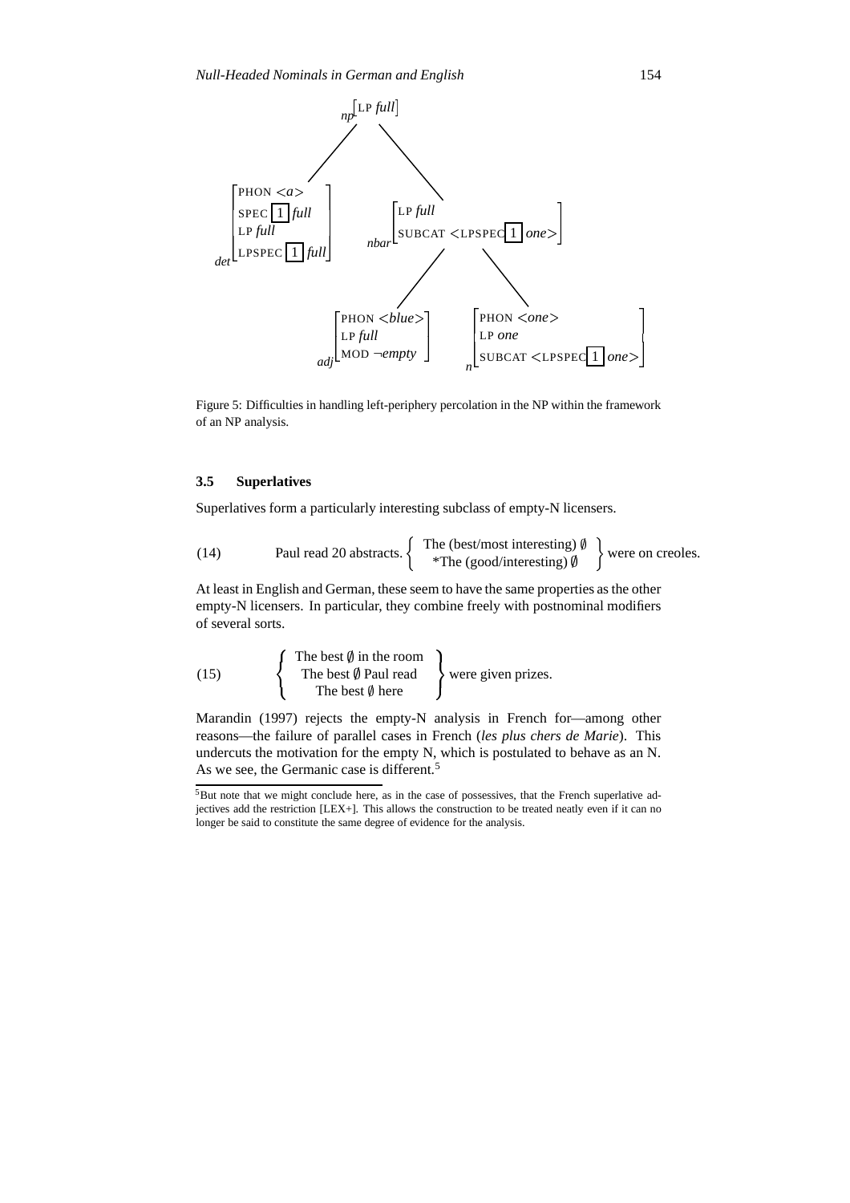np [LP *full*]

- det [PHON <*a*>, SPEC [1] *full*, LP *full*, LPSPEC [1] *full*]
- nbar [LP *full*, SUBCAT <LPSPEC [1] *one*>]
  - adj [PHON <*blue*>, LP *full*, MOD ¬*empty*]
  - n [PHON <*one*>, LP *one*, SUBCAT <LPSPEC [1] *one*>]

Figure 5: Difficulties in handling left-periphery percolation in the NP within the framework of an NP analysis.

### 3.5 Superlatives

Superlatives form a particularly interesting subclass of empty-N licensers.

(14) Paul read 20 abstracts. { The (best/most interesting) ∅ / *The (good/interesting) ∅ } were on creoles.

At least in English and German, these seem to have the same properties as the other empty-N licensers. In particular, they combine freely with postnominal modifiers of several sorts.

(15) { The best ∅ in the room / The best ∅ Paul read / The best ∅ here } were given prizes.

Marandin (1997) rejects the empty-N analysis in French for—among other reasons—the failure of parallel cases in French (*les plus chers de Marie*). This undercuts the motivation for the empty N, which is postulated to behave as an N. As we see, the Germanic case is different.[5]

[5] But note that we might conclude here, as in the case of possessives, that the French superlative adjectives add the restriction [LEX+]. This allows the construction to be treated neatly even if it can no longer be said to constitute the same degree of evidence for the analysis.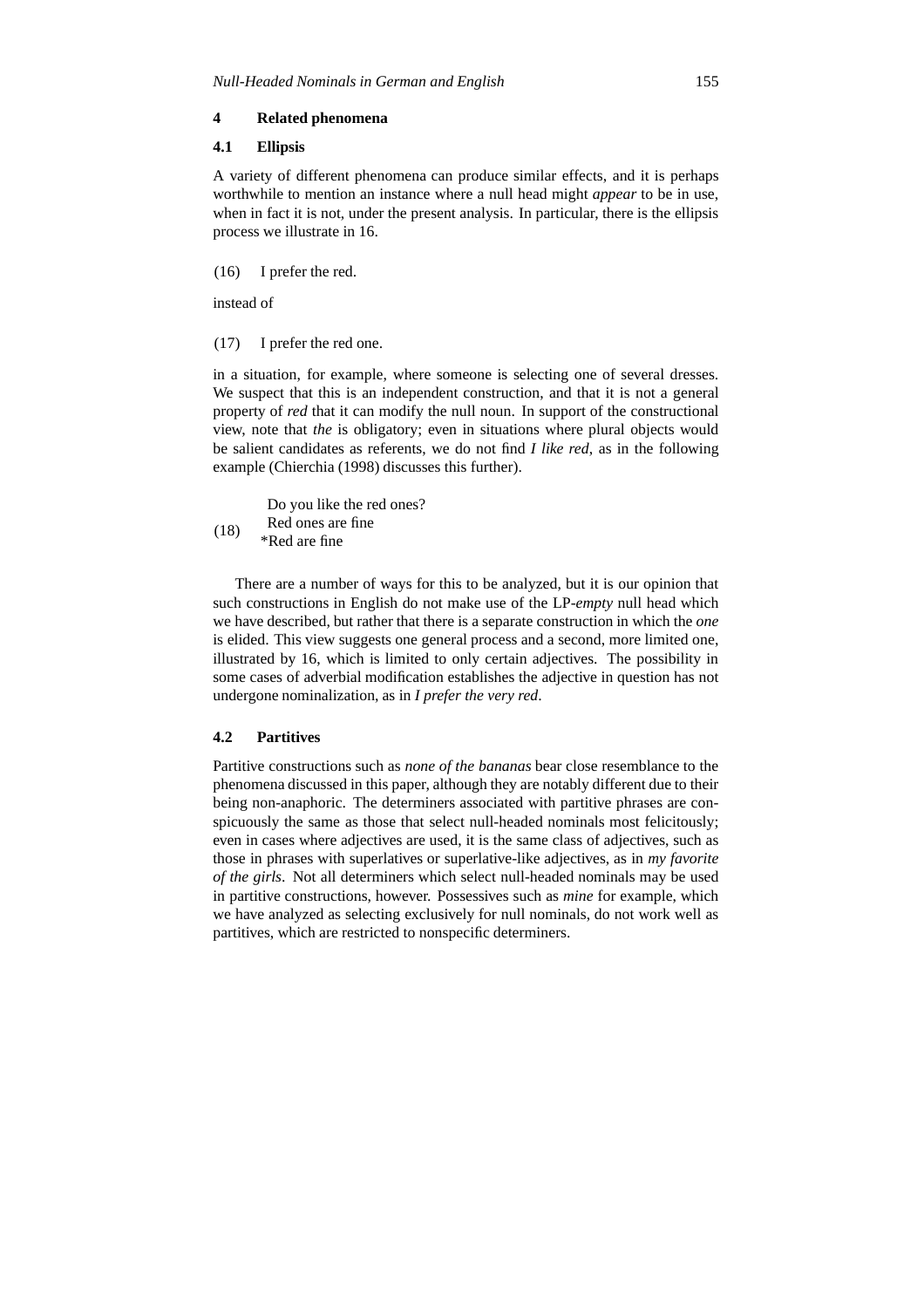## 4 Related phenomena

### 4.1 Ellipsis

A variety of different phenomena can produce similar effects, and it is perhaps worthwhile to mention an instance where a null head might *appear* to be in use, when in fact it is not, under the present analysis. In particular, there is the ellipsis process we illustrate in 16.

(16) I prefer the red.

instead of

(17) I prefer the red one.

in a situation, for example, where someone is selecting one of several dresses. We suspect that this is an independent construction, and that it is not a general property of *red* that it can modify the null noun. In support of the constructional view, note that *the* is obligatory; even in situations where plural objects would be salient candidates as referents, we do not find *I like red*, as in the following example (Chierchia (1998) discusses this further).

(18)
Do you like the red ones?
Red ones are fine
*Red are fine

There are a number of ways for this to be analyzed, but it is our opinion that such constructions in English do not make use of the LP-*empty* null head which we have described, but rather that there is a separate construction in which the *one* is elided. This view suggests one general process and a second, more limited one, illustrated by 16, which is limited to only certain adjectives. The possibility in some cases of adverbial modification establishes the adjective in question has not undergone nominalization, as in *I prefer the very red*.

### 4.2 Partitives

Partitive constructions such as *none of the bananas* bear close resemblance to the phenomena discussed in this paper, although they are notably different due to their being non-anaphoric. The determiners associated with partitive phrases are conspicuously the same as those that select null-headed nominals most felicitously; even in cases where adjectives are used, it is the same class of adjectives, such as those in phrases with superlatives or superlative-like adjectives, as in *my favorite of the girls*. Not all determiners which select null-headed nominals may be used in partitive constructions, however. Possessives such as *mine* for example, which we have analyzed as selecting exclusively for null nominals, do not work well as partitives, which are restricted to nonspecific determiners.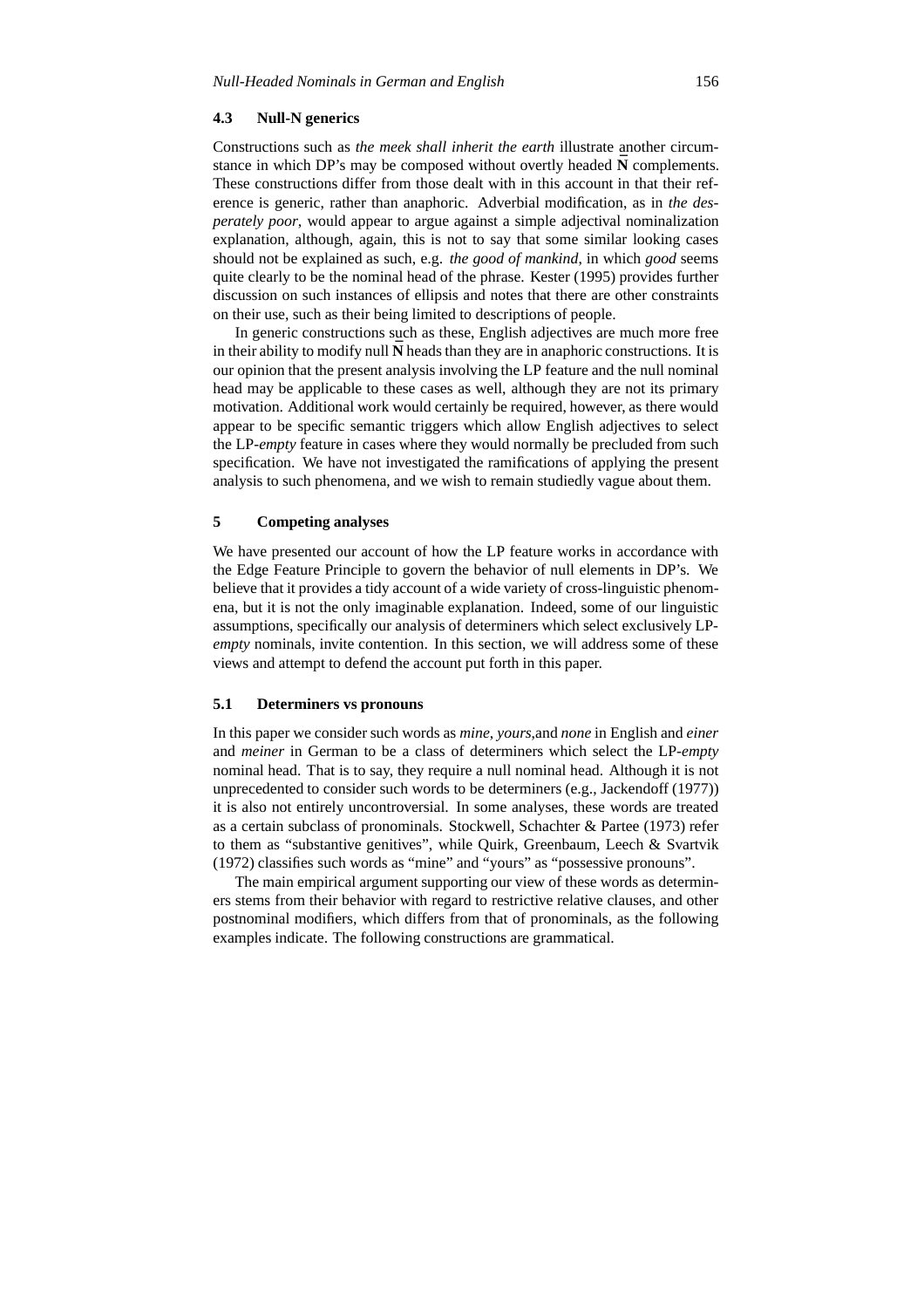### 4.3 Null-N generics

Constructions such as *the meek shall inherit the earth* illustrate another circumstance in which DP's may be composed without overtly headed $\bar{\mathbf{N}}$ complements. These constructions differ from those dealt with in this account in that their reference is generic, rather than anaphoric. Adverbial modification, as in *the desperately poor*, would appear to argue against a simple adjectival nominalization explanation, although, again, this is not to say that some similar looking cases should not be explained as such, e.g. *the good of mankind*, in which *good* seems quite clearly to be the nominal head of the phrase. Kester (1995) provides further discussion on such instances of ellipsis and notes that there are other constraints on their use, such as their being limited to descriptions of people.

In generic constructions such as these, English adjectives are much more free in their ability to modify null $\bar{\mathbf{N}}$ heads than they are in anaphoric constructions. It is our opinion that the present analysis involving the LP feature and the null nominal head may be applicable to these cases as well, although they are not its primary motivation. Additional work would certainly be required, however, as there would appear to be specific semantic triggers which allow English adjectives to select the LP-*empty* feature in cases where they would normally be precluded from such specification. We have not investigated the ramifications of applying the present analysis to such phenomena, and we wish to remain studiedly vague about them.

## 5 Competing analyses

We have presented our account of how the LP feature works in accordance with the Edge Feature Principle to govern the behavior of null elements in DP's. We believe that it provides a tidy account of a wide variety of cross-linguistic phenomena, but it is not the only imaginable explanation. Indeed, some of our linguistic assumptions, specifically our analysis of determiners which select exclusively LP-*empty* nominals, invite contention. In this section, we will address some of these views and attempt to defend the account put forth in this paper.

### 5.1 Determiners vs pronouns

In this paper we consider such words as *mine, yours,*and *none* in English and *einer* and *meiner* in German to be a class of determiners which select the LP-*empty* nominal head. That is to say, they require a null nominal head. Although it is not unprecedented to consider such words to be determiners (e.g., Jackendoff (1977)) it is also not entirely uncontroversial. In some analyses, these words are treated as a certain subclass of pronominals. Stockwell, Schachter & Partee (1973) refer to them as "substantive genitives", while Quirk, Greenbaum, Leech & Svartvik (1972) classifies such words as "mine" and "yours" as "possessive pronouns".

The main empirical argument supporting our view of these words as determiners stems from their behavior with regard to restrictive relative clauses, and other postnominal modifiers, which differs from that of pronominals, as the following examples indicate. The following constructions are grammatical.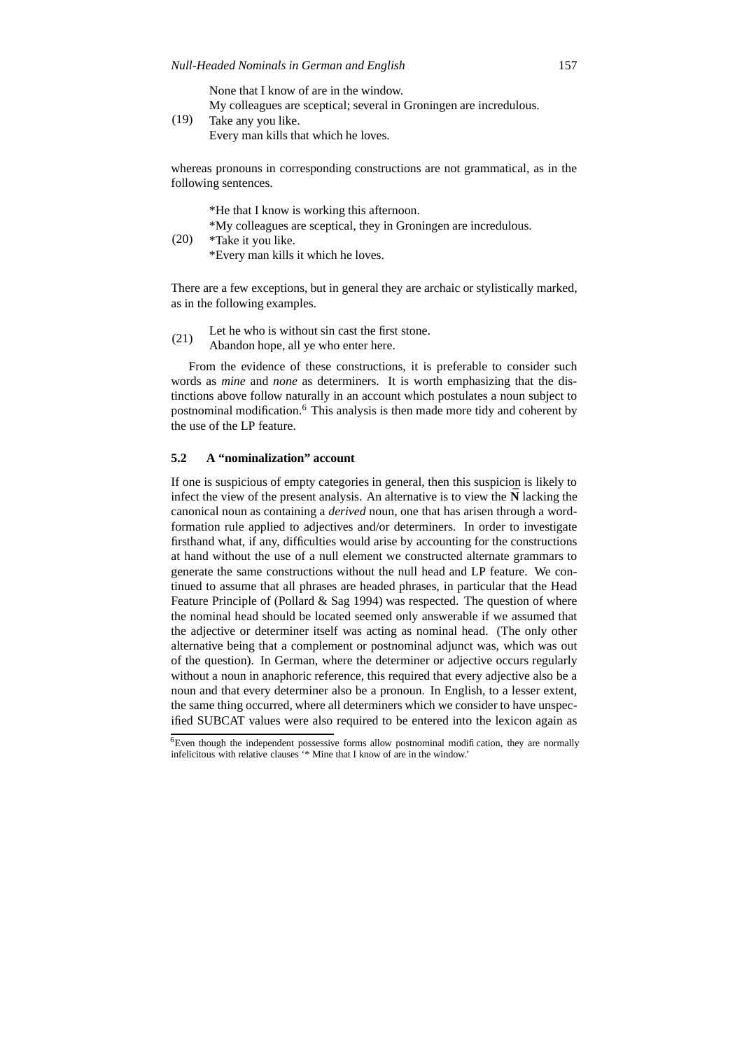(19)
None that I know of are in the window.
My colleagues are sceptical; several in Groningen are incredulous.
Take any you like.
Every man kills that which he loves.

whereas pronouns in corresponding constructions are not grammatical, as in the following sentences.

(20)
*He that I know is working this afternoon.
*My colleagues are sceptical, they in Groningen are incredulous.
*Take it you like.
*Every man kills it which he loves.

There are a few exceptions, but in general they are archaic or stylistically marked, as in the following examples.

(21)
Let he who is without sin cast the first stone.
Abandon hope, all ye who enter here.

From the evidence of these constructions, it is preferable to consider such words as *mine* and *none* as determiners. It is worth emphasizing that the distinctions above follow naturally in an account which postulates a noun subject to postnominal modification.[6] This analysis is then made more tidy and coherent by the use of the LP feature.

### 5.2 A "nominalization" account

If one is suspicious of empty categories in general, then this suspicion is likely to infect the view of the present analysis. An alternative is to view the $\bar{\mathbf{N}}$ lacking the canonical noun as containing a *derived* noun, one that has arisen through a word-formation rule applied to adjectives and/or determiners. In order to investigate firsthand what, if any, difficulties would arise by accounting for the constructions at hand without the use of a null element we constructed alternate grammars to generate the same constructions without the null head and LP feature. We continued to assume that all phrases are headed phrases, in particular that the Head Feature Principle of (Pollard & Sag 1994) was respected. The question of where the nominal head should be located seemed only answerable if we assumed that the adjective or determiner itself was acting as nominal head. (The only other alternative being that a complement or postnominal adjunct was, which was out of the question). In German, where the determiner or adjective occurs regularly without a noun in anaphoric reference, this required that every adjective also be a noun and that every determiner also be a pronoun. In English, to a lesser extent, the same thing occurred, where all determiners which we consider to have unspecified SUBCAT values were also required to be entered into the lexicon again as

[6] Even though the independent possessive forms allow postnominal modification, they are normally infelicitous with relative clauses '* Mine that I know of are in the window.'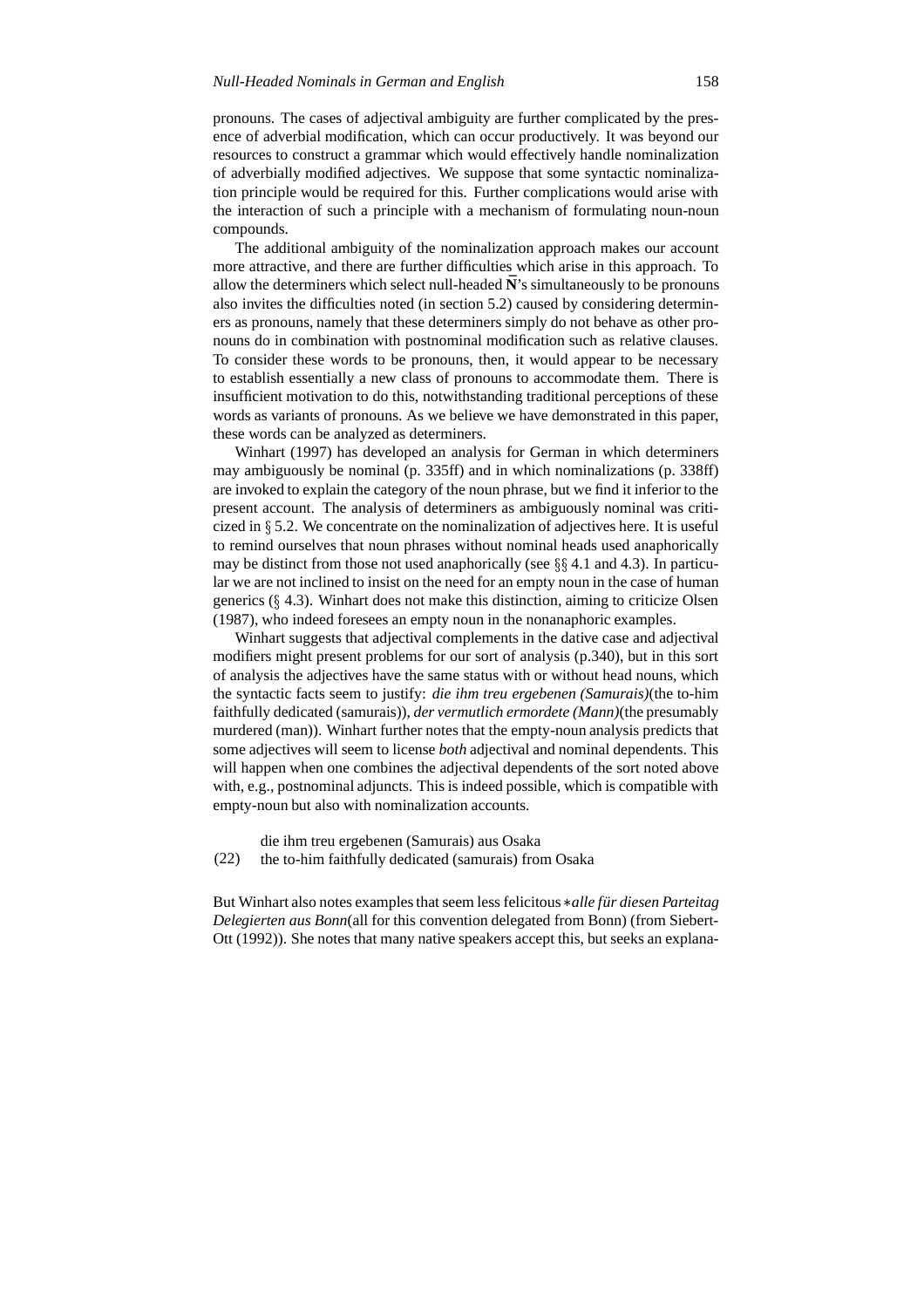pronouns. The cases of adjectival ambiguity are further complicated by the presence of adverbial modification, which can occur productively. It was beyond our resources to construct a grammar which would effectively handle nominalization of adverbially modified adjectives. We suppose that some syntactic nominalization principle would be required for this. Further complications would arise with the interaction of such a principle with a mechanism of formulating noun-noun compounds.

The additional ambiguity of the nominalization approach makes our account more attractive, and there are further difficulties which arise in this approach. To allow the determiners which select null-headed $\bar{\mathbf{N}}$'s simultaneously to be pronouns also invites the difficulties noted (in section 5.2) caused by considering determiners as pronouns, namely that these determiners simply do not behave as other pronouns do in combination with postnominal modification such as relative clauses. To consider these words to be pronouns, then, it would appear to be necessary to establish essentially a new class of pronouns to accommodate them. There is insufficient motivation to do this, notwithstanding traditional perceptions of these words as variants of pronouns. As we believe we have demonstrated in this paper, these words can be analyzed as determiners.

Winhart (1997) has developed an analysis for German in which determiners may ambiguously be nominal (p. 335ff) and in which nominalizations (p. 338ff) are invoked to explain the category of the noun phrase, but we find it inferior to the present account. The analysis of determiners as ambiguously nominal was criticized in § 5.2. We concentrate on the nominalization of adjectives here. It is useful to remind ourselves that noun phrases without nominal heads used anaphorically may be distinct from those not used anaphorically (see §§ 4.1 and 4.3). In particular we are not inclined to insist on the need for an empty noun in the case of human generics (§ 4.3). Winhart does not make this distinction, aiming to criticize Olsen (1987), who indeed foresees an empty noun in the nonanaphoric examples.

Winhart suggests that adjectival complements in the dative case and adjectival modifiers might present problems for our sort of analysis (p.340), but in this sort of analysis the adjectives have the same status with or without head nouns, which the syntactic facts seem to justify: *die ihm treu ergebenen (Samurais)*(the to-him faithfully dedicated (samurais)), *der vermutlich ermordete (Mann)*(the presumably murdered (man)). Winhart further notes that the empty-noun analysis predicts that some adjectives will seem to license *both* adjectival and nominal dependents. This will happen when one combines the adjectival dependents of the sort noted above with, e.g., postnominal adjuncts. This is indeed possible, which is compatible with empty-noun but also with nominalization accounts.

(22) die ihm treu ergebenen (Samurais) aus Osaka
the to-him faithfully dedicated (samurais) from Osaka

But Winhart also notes examples that seem less felicitous ∗*alle für diesen Parteitag Delegierten aus Bonn*(all for this convention delegated from Bonn) (from Siebert-Ott (1992)). She notes that many native speakers accept this, but seeks an explana-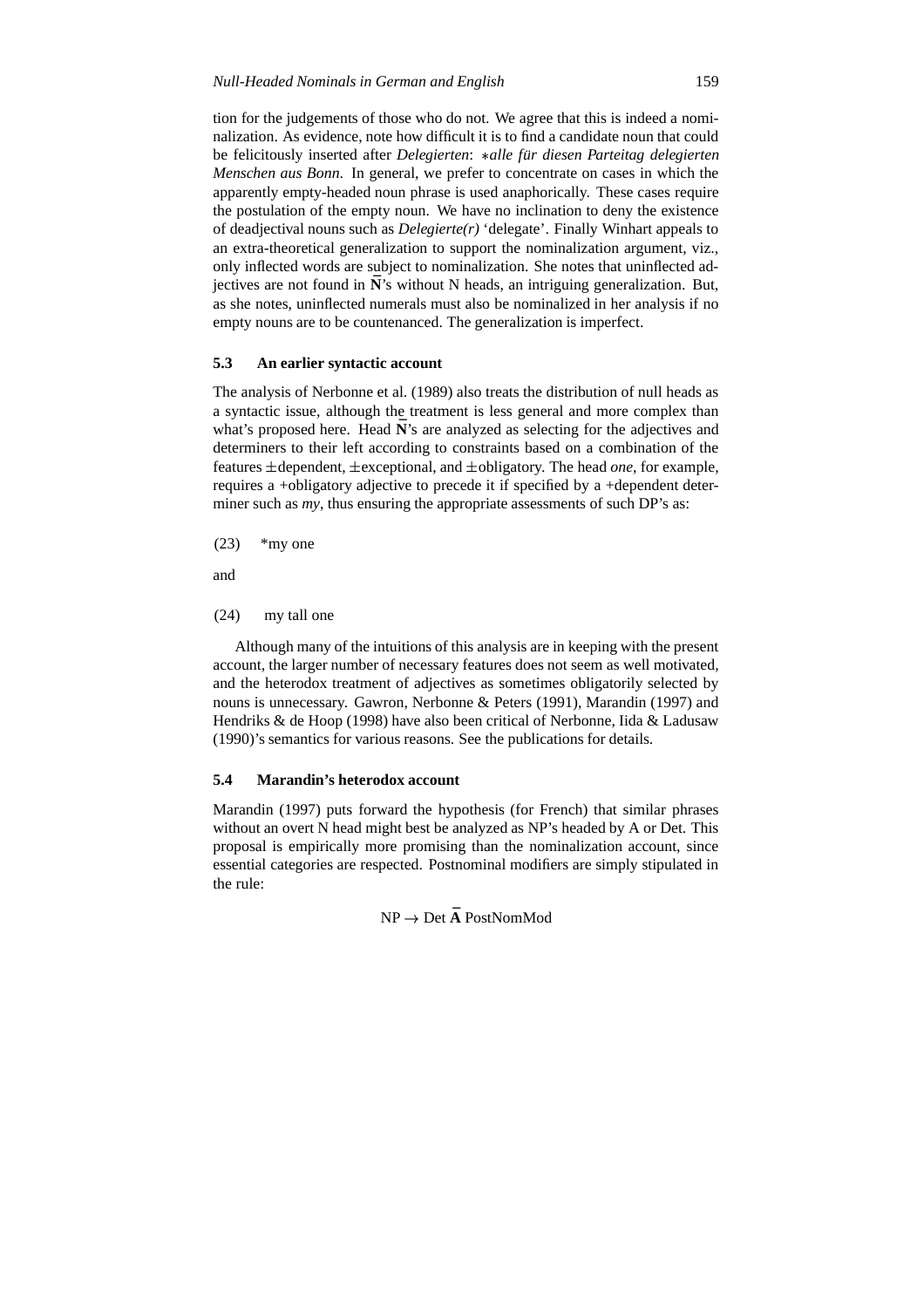tion for the judgements of those who do not. We agree that this is indeed a nominalization. As evidence, note how difficult it is to find a candidate noun that could be felicitously inserted after *Delegierten*: ∗*alle für diesen Parteitag delegierten Menschen aus Bonn*. In general, we prefer to concentrate on cases in which the apparently empty-headed noun phrase is used anaphorically. These cases require the postulation of the empty noun. We have no inclination to deny the existence of deadjectival nouns such as *Delegierte(r)* 'delegate'. Finally Winhart appeals to an extra-theoretical generalization to support the nominalization argument, viz., only inflected words are subject to nominalization. She notes that uninflected adjectives are not found in $\bar{\mathrm{N}}$'s without N heads, an intriguing generalization. But, as she notes, uninflected numerals must also be nominalized in her analysis if no empty nouns are to be countenanced. The generalization is imperfect.

### 5.3 An earlier syntactic account

The analysis of Nerbonne et al. (1989) also treats the distribution of null heads as a syntactic issue, although the treatment is less general and more complex than what's proposed here. Head $\bar{\mathrm{N}}$'s are analyzed as selecting for the adjectives and determiners to their left according to constraints based on a combination of the features ±dependent, ±exceptional, and ±obligatory. The head *one*, for example, requires a +obligatory adjective to precede it if specified by a +dependent determiner such as *my*, thus ensuring the appropriate assessments of such DP's as:

(23) *my one

and

(24) my tall one

Although many of the intuitions of this analysis are in keeping with the present account, the larger number of necessary features does not seem as well motivated, and the heterodox treatment of adjectives as sometimes obligatorily selected by nouns is unnecessary. Gawron, Nerbonne & Peters (1991), Marandin (1997) and Hendriks & de Hoop (1998) have also been critical of Nerbonne, Iida & Ladusaw (1990)'s semantics for various reasons. See the publications for details.

### 5.4 Marandin's heterodox account

Marandin (1997) puts forward the hypothesis (for French) that similar phrases without an overt N head might best be analyzed as NP's headed by A or Det. This proposal is empirically more promising than the nominalization account, since essential categories are respected. Postnominal modifiers are simply stipulated in the rule:

$$\mathrm{NP} \rightarrow \mathrm{Det}\ \bar{\mathbf{A}}\ \mathrm{PostNomMod}$$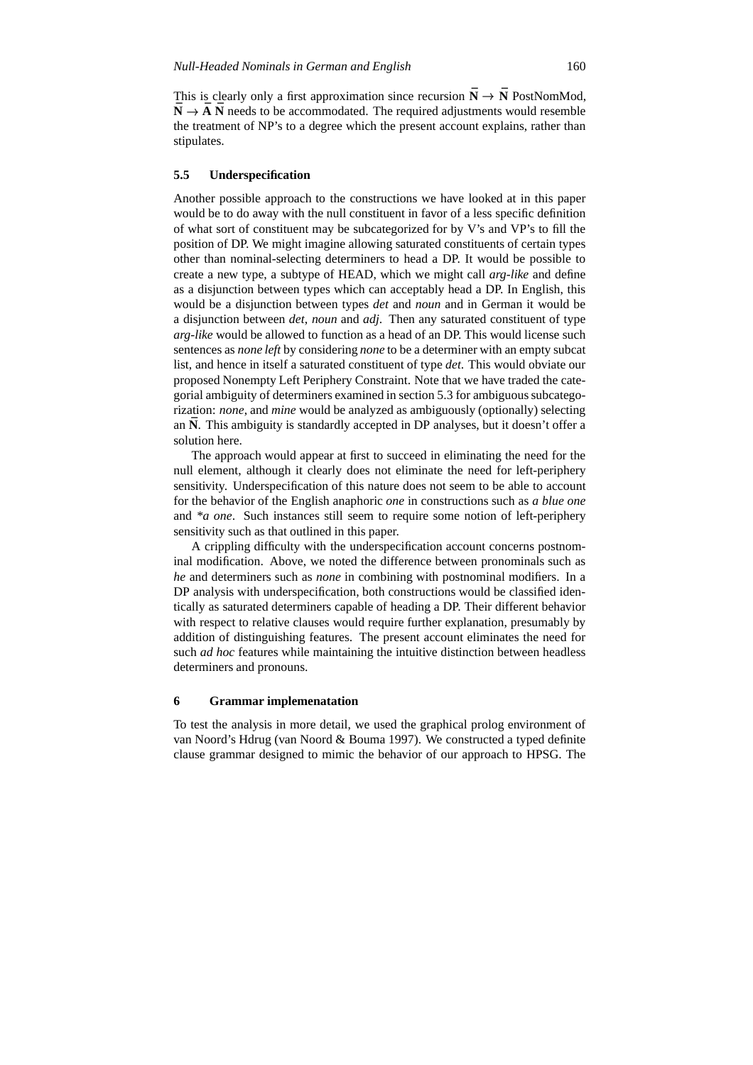This is clearly only a first approximation since recursion $\bar{\mathbf{N}} \rightarrow \bar{\mathbf{N}}$ PostNomMod, $\bar{\mathbf{N}} \rightarrow \bar{\mathbf{A}}\ \bar{\mathbf{N}}$ needs to be accommodated. The required adjustments would resemble the treatment of NP's to a degree which the present account explains, rather than stipulates.

### 5.5 Underspecification

Another possible approach to the constructions we have looked at in this paper would be to do away with the null constituent in favor of a less specific definition of what sort of constituent may be subcategorized for by V's and VP's to fill the position of DP. We might imagine allowing saturated constituents of certain types other than nominal-selecting determiners to head a DP. It would be possible to create a new type, a subtype of HEAD, which we might call *arg-like* and define as a disjunction between types which can acceptably head a DP. In English, this would be a disjunction between types *det* and *noun* and in German it would be a disjunction between *det*, *noun* and *adj*. Then any saturated constituent of type *arg-like* would be allowed to function as a head of an DP. This would license such sentences as *none left* by considering *none* to be a determiner with an empty subcat list, and hence in itself a saturated constituent of type *det*. This would obviate our proposed Nonempty Left Periphery Constraint. Note that we have traded the categorial ambiguity of determiners examined in section 5.3 for ambiguous subcategorization: *none*, and *mine* would be analyzed as ambiguously (optionally) selecting an $\bar{\mathbf{N}}$. This ambiguity is standardly accepted in DP analyses, but it doesn't offer a solution here.

The approach would appear at first to succeed in eliminating the need for the null element, although it clearly does not eliminate the need for left-periphery sensitivity. Underspecification of this nature does not seem to be able to account for the behavior of the English anaphoric *one* in constructions such as *a blue one* and *\*a one*. Such instances still seem to require some notion of left-periphery sensitivity such as that outlined in this paper.

A crippling difficulty with the underspecification account concerns postnominal modification. Above, we noted the difference between pronominals such as *he* and determiners such as *none* in combining with postnominal modifiers. In a DP analysis with underspecification, both constructions would be classified identically as saturated determiners capable of heading a DP. Their different behavior with respect to relative clauses would require further explanation, presumably by addition of distinguishing features. The present account eliminates the need for such *ad hoc* features while maintaining the intuitive distinction between headless determiners and pronouns.

## 6 Grammar implemenatation

To test the analysis in more detail, we used the graphical prolog environment of van Noord's Hdrug (van Noord & Bouma 1997). We constructed a typed definite clause grammar designed to mimic the behavior of our approach to HPSG. The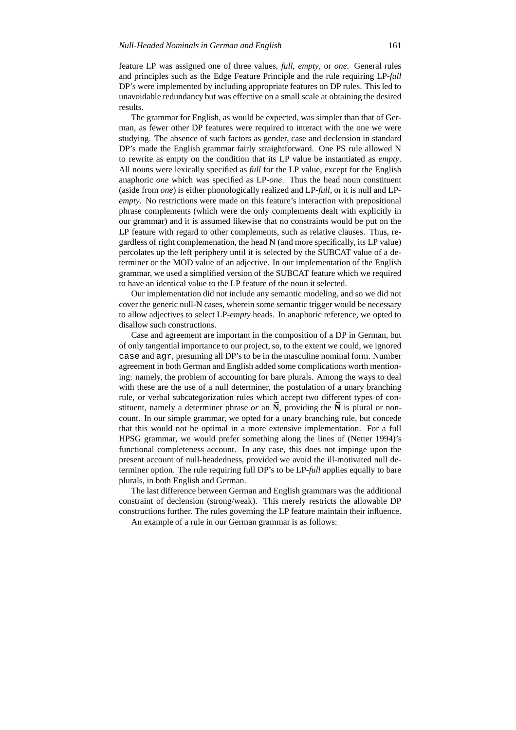feature LP was assigned one of three values, *full*, *empty*, or *one*. General rules and principles such as the Edge Feature Principle and the rule requiring LP-*full* DP's were implemented by including appropriate features on DP rules. This led to unavoidable redundancy but was effective on a small scale at obtaining the desired results.

The grammar for English, as would be expected, was simpler than that of German, as fewer other DP features were required to interact with the one we were studying. The absence of such factors as gender, case and declension in standard DP's made the English grammar fairly straightforward. One PS rule allowed N to rewrite as empty on the condition that its LP value be instantiated as *empty*. All nouns were lexically specified as *full* for the LP value, except for the English anaphoric *one* which was specified as LP-*one*. Thus the head noun constituent (aside from *one*) is either phonologically realized and LP-*full*, or it is null and LP-*empty*. No restrictions were made on this feature's interaction with prepositional phrase complements (which were the only complements dealt with explicitly in our grammar) and it is assumed likewise that no constraints would be put on the LP feature with regard to other complements, such as relative clauses. Thus, regardless of right complemenation, the head N (and more specifically, its LP value) percolates up the left periphery until it is selected by the SUBCAT value of a determiner or the MOD value of an adjective. In our implementation of the English grammar, we used a simplified version of the SUBCAT feature which we required to have an identical value to the LP feature of the noun it selected.

Our implementation did not include any semantic modeling, and so we did not cover the generic null-N cases, wherein some semantic trigger would be necessary to allow adjectives to select LP-*empty* heads. In anaphoric reference, we opted to disallow such constructions.

Case and agreement are important in the composition of a DP in German, but of only tangential importance to our project, so, to the extent we could, we ignored `case` and `agr`, presuming all DP's to be in the masculine nominal form. Number agreement in both German and English added some complications worth mentioning: namely, the problem of accounting for bare plurals. Among the ways to deal with these are the use of a null determiner, the postulation of a unary branching rule, or verbal subcategorization rules which accept two different types of constituent, namely a determiner phrase *or* an $\bar{\mathbf{N}}$, providing the $\bar{\mathbf{N}}$ is plural or noncount. In our simple grammar, we opted for a unary branching rule, but concede that this would not be optimal in a more extensive implementation. For a full HPSG grammar, we would prefer something along the lines of (Netter 1994)'s functional completeness account. In any case, this does not impinge upon the present account of null-headedness, provided we avoid the ill-motivated null determiner option. The rule requiring full DP's to be LP-*full* applies equally to bare plurals, in both English and German.

The last difference between German and English grammars was the additional constraint of declension (strong/weak). This merely restricts the allowable DP constructions further. The rules governing the LP feature maintain their influence.

An example of a rule in our German grammar is as follows: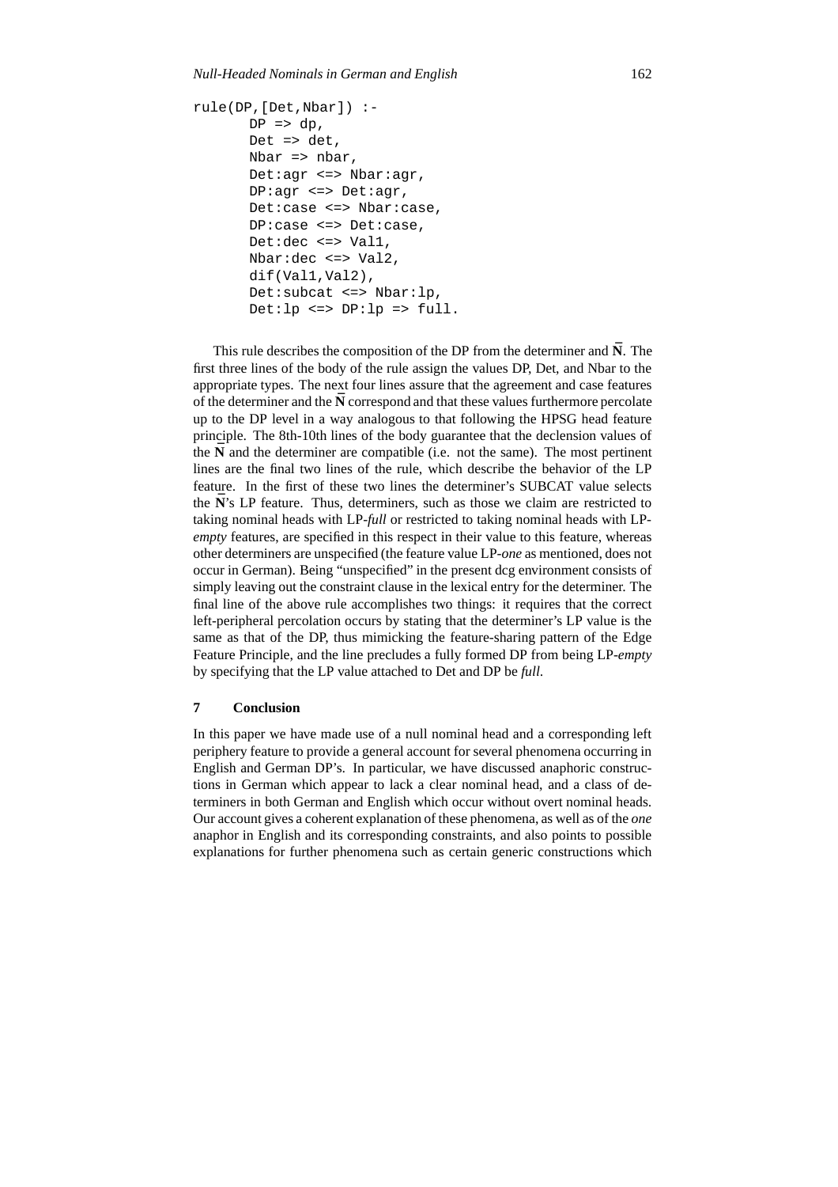```
rule(DP,[Det,Nbar]) :-
       DP => dp,
       Det => det,
       Nbar => nbar,
       Det:agr <=> Nbar:agr,
       DP:agr <=> Det:agr,
       Det:case <=> Nbar:case,
       DP:case <=> Det:case,
       Det:dec <=> Val1,
       Nbar:dec <=> Val2,
       dif(Val1,Val2),
       Det:subcat <=> Nbar:lp,
       Det:lp <=> DP:lp => full.
```

This rule describes the composition of the DP from the determiner and $\bar{\mathbf{N}}$. The first three lines of the body of the rule assign the values DP, Det, and Nbar to the appropriate types. The next four lines assure that the agreement and case features of the determiner and the $\bar{\mathbf{N}}$ correspond and that these values furthermore percolate up to the DP level in a way analogous to that following the HPSG head feature principle. The 8th-10th lines of the body guarantee that the declension values of the $\bar{\mathbf{N}}$ and the determiner are compatible (i.e. not the same). The most pertinent lines are the final two lines of the rule, which describe the behavior of the LP feature. In the first of these two lines the determiner's SUBCAT value selects the $\bar{\mathbf{N}}$'s LP feature. Thus, determiners, such as those we claim are restricted to taking nominal heads with LP-*full* or restricted to taking nominal heads with LP-*empty* features, are specified in this respect in their value to this feature, whereas other determiners are unspecified (the feature value LP-*one* as mentioned, does not occur in German). Being "unspecified" in the present dcg environment consists of simply leaving out the constraint clause in the lexical entry for the determiner. The final line of the above rule accomplishes two things: it requires that the correct left-peripheral percolation occurs by stating that the determiner's LP value is the same as that of the DP, thus mimicking the feature-sharing pattern of the Edge Feature Principle, and the line precludes a fully formed DP from being LP-*empty* by specifying that the LP value attached to Det and DP be *full*.

## 7 Conclusion

In this paper we have made use of a null nominal head and a corresponding left periphery feature to provide a general account for several phenomena occurring in English and German DP's. In particular, we have discussed anaphoric constructions in German which appear to lack a clear nominal head, and a class of determiners in both German and English which occur without overt nominal heads. Our account gives a coherent explanation of these phenomena, as well as of the *one* anaphor in English and its corresponding constraints, and also points to possible explanations for further phenomena such as certain generic constructions which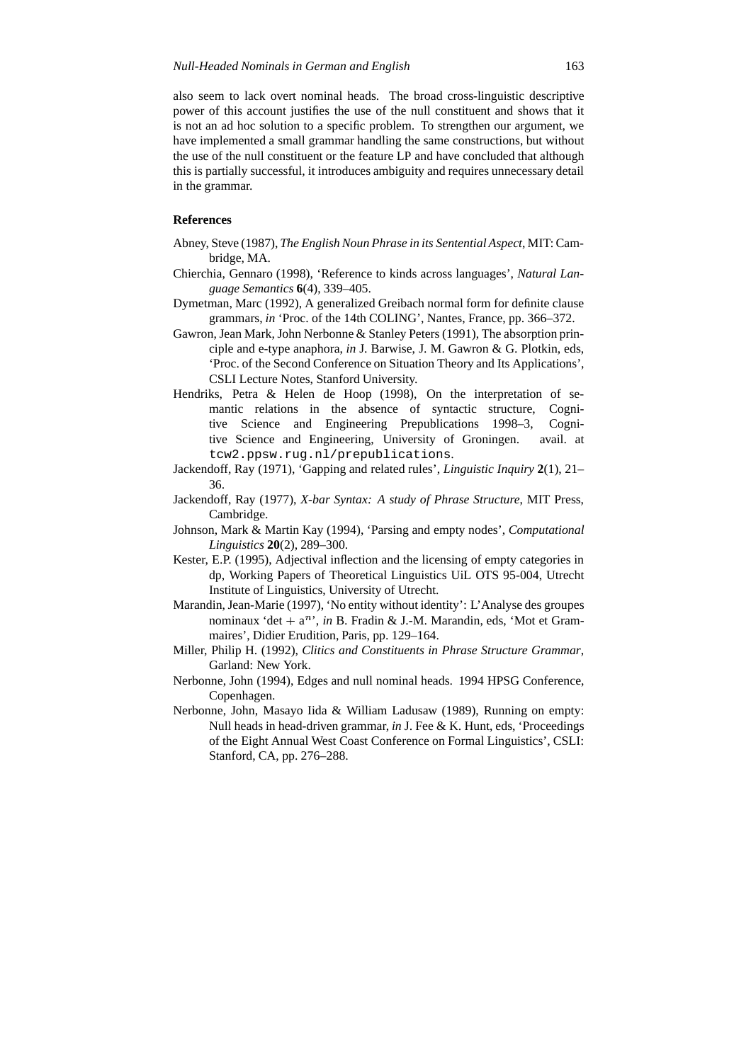also seem to lack overt nominal heads. The broad cross-linguistic descriptive power of this account justifies the use of the null constituent and shows that it is not an ad hoc solution to a specific problem. To strengthen our argument, we have implemented a small grammar handling the same constructions, but without the use of the null constituent or the feature LP and have concluded that although this is partially successful, it introduces ambiguity and requires unnecessary detail in the grammar.

## References

Abney, Steve (1987), *The English Noun Phrase in its Sentential Aspect*, MIT: Cambridge, MA.

Chierchia, Gennaro (1998), 'Reference to kinds across languages', *Natural Language Semantics* **6**(4), 339–405.

Dymetman, Marc (1992), A generalized Greibach normal form for definite clause grammars, *in* 'Proc. of the 14th COLING', Nantes, France, pp. 366–372.

Gawron, Jean Mark, John Nerbonne & Stanley Peters (1991), The absorption principle and e-type anaphora, *in* J. Barwise, J. M. Gawron & G. Plotkin, eds, 'Proc. of the Second Conference on Situation Theory and Its Applications', CSLI Lecture Notes, Stanford University.

Hendriks, Petra & Helen de Hoop (1998), On the interpretation of semantic relations in the absence of syntactic structure, Cognitive Science and Engineering Prepublications 1998–3, Cognitive Science and Engineering, University of Groningen. avail. at `tcw2.ppsw.rug.nl/prepublications`.

Jackendoff, Ray (1971), 'Gapping and related rules', *Linguistic Inquiry* **2**(1), 21–36.

Jackendoff, Ray (1977), *X-bar Syntax: A study of Phrase Structure*, MIT Press, Cambridge.

Johnson, Mark & Martin Kay (1994), 'Parsing and empty nodes', *Computational Linguistics* **20**(2), 289–300.

Kester, E.P. (1995), Adjectival inflection and the licensing of empty categories in dp, Working Papers of Theoretical Linguistics UiL OTS 95-004, Utrecht Institute of Linguistics, University of Utrecht.

Marandin, Jean-Marie (1997), 'No entity without identity': L'Analyse des groupes nominaux 'det + $a^n$', *in* B. Fradin & J.-M. Marandin, eds, 'Mot et Grammaires', Didier Erudition, Paris, pp. 129–164.

Miller, Philip H. (1992), *Clitics and Constituents in Phrase Structure Grammar*, Garland: New York.

Nerbonne, John (1994), Edges and null nominal heads. 1994 HPSG Conference, Copenhagen.

Nerbonne, John, Masayo Iida & William Ladusaw (1989), Running on empty: Null heads in head-driven grammar, *in* J. Fee & K. Hunt, eds, 'Proceedings of the Eight Annual West Coast Conference on Formal Linguistics', CSLI: Stanford, CA, pp. 276–288.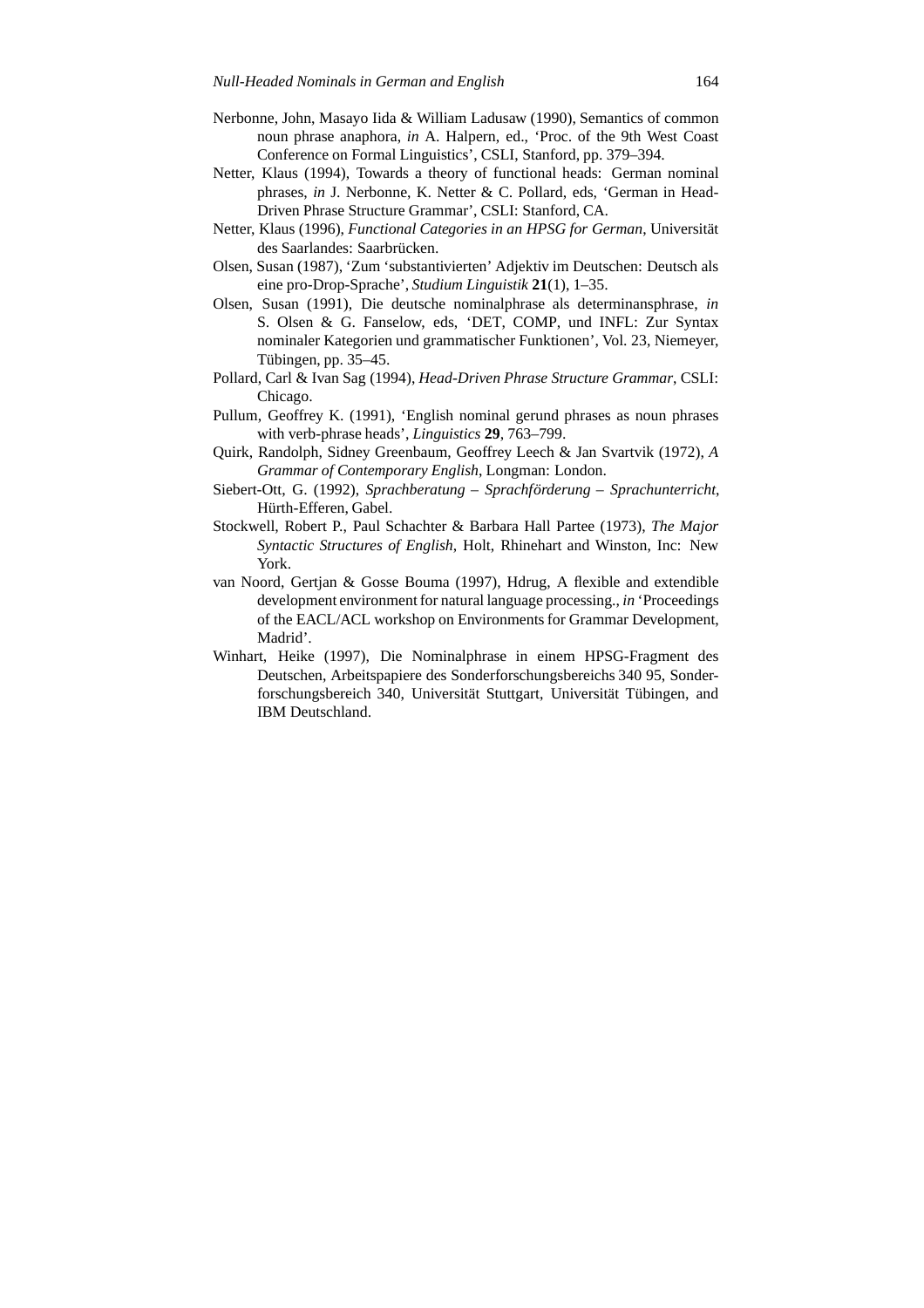Nerbonne, John, Masayo Iida & William Ladusaw (1990), Semantics of common noun phrase anaphora, *in* A. Halpern, ed., 'Proc. of the 9th West Coast Conference on Formal Linguistics', CSLI, Stanford, pp. 379–394.

Netter, Klaus (1994), Towards a theory of functional heads: German nominal phrases, *in* J. Nerbonne, K. Netter & C. Pollard, eds, 'German in Head-Driven Phrase Structure Grammar', CSLI: Stanford, CA.

Netter, Klaus (1996), *Functional Categories in an HPSG for German*, Universität des Saarlandes: Saarbrücken.

Olsen, Susan (1987), 'Zum 'substantivierten' Adjektiv im Deutschen: Deutsch als eine pro-Drop-Sprache', *Studium Linguistik* **21**(1), 1–35.

Olsen, Susan (1991), Die deutsche nominalphrase als determinansphrase, *in* S. Olsen & G. Fanselow, eds, 'DET, COMP, und INFL: Zur Syntax nominaler Kategorien und grammatischer Funktionen', Vol. 23, Niemeyer, Tübingen, pp. 35–45.

Pollard, Carl & Ivan Sag (1994), *Head-Driven Phrase Structure Grammar*, CSLI: Chicago.

Pullum, Geoffrey K. (1991), 'English nominal gerund phrases as noun phrases with verb-phrase heads', *Linguistics* **29**, 763–799.

Quirk, Randolph, Sidney Greenbaum, Geoffrey Leech & Jan Svartvik (1972), *A Grammar of Contemporary English*, Longman: London.

Siebert-Ott, G. (1992), *Sprachberatung – Sprachförderung – Sprachunterricht*, Hürth-Efferen, Gabel.

Stockwell, Robert P., Paul Schachter & Barbara Hall Partee (1973), *The Major Syntactic Structures of English*, Holt, Rhinehart and Winston, Inc: New York.

van Noord, Gertjan & Gosse Bouma (1997), Hdrug, A flexible and extendible development environment for natural language processing., *in* 'Proceedings of the EACL/ACL workshop on Environments for Grammar Development, Madrid'.

Winhart, Heike (1997), Die Nominalphrase in einem HPSG-Fragment des Deutschen, Arbeitspapiere des Sonderforschungsbereichs 340 95, Sonderforschungsbereich 340, Universität Stuttgart, Universität Tübingen, and IBM Deutschland.